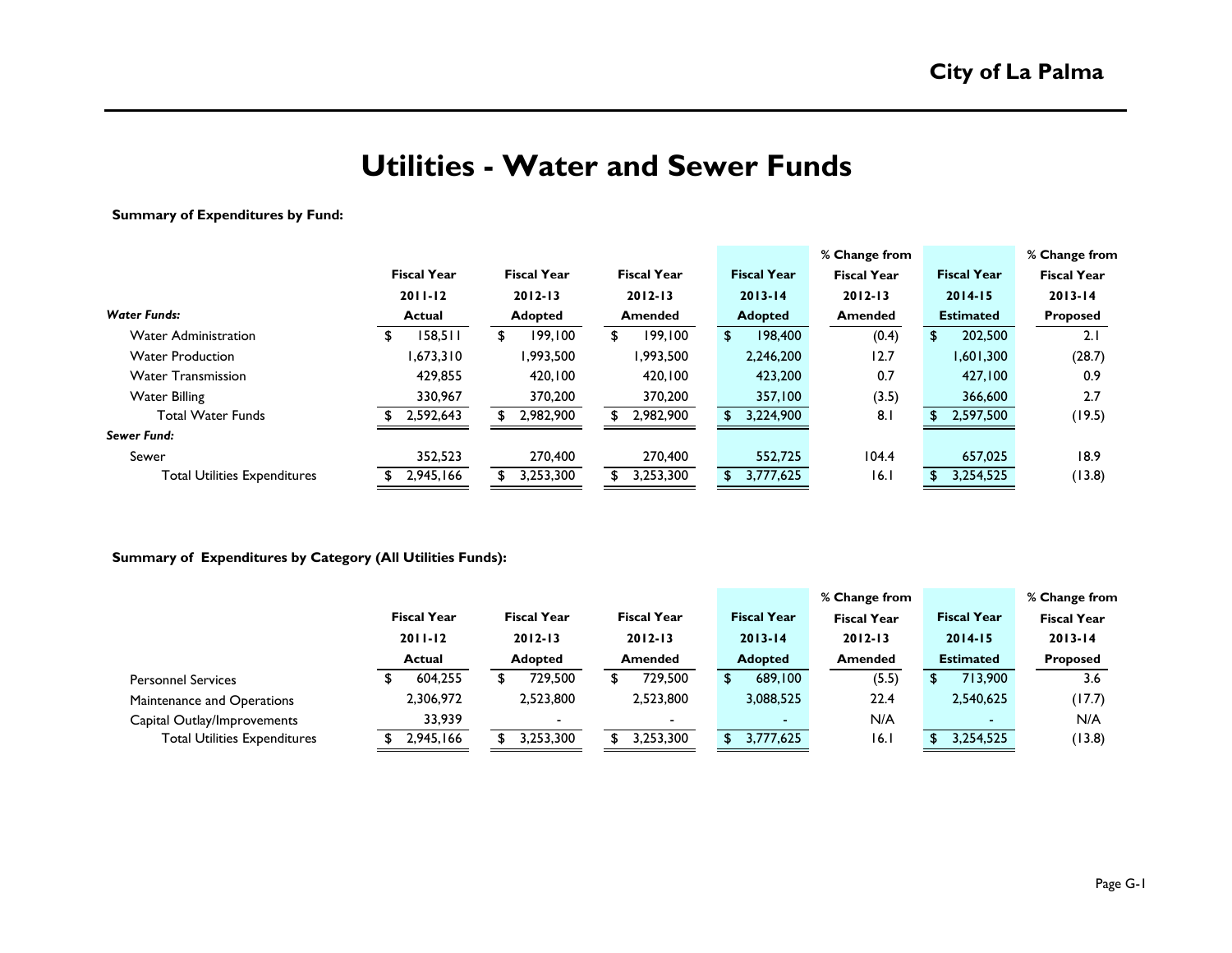# Utilities - Water and Sewer Funds

**Summary of Expenditures by Fund:**

| | Fiscal Year 2011-12 Actual | Fiscal Year 2012-13 Adopted | Fiscal Year 2012-13 Amended | Fiscal Year 2013-14 Adopted | % Change from Fiscal Year 2012-13 Amended | Fiscal Year 2014-15 Estimated | % Change from Fiscal Year 2013-14 Proposed |
|---|---|---|---|---|---|---|---|
| ***Water Funds:*** | | | | | | | |
| Water Administration | $ 158,511 | $ 199,100 | $ 199,100 | $ 198,400 | (0.4) | $ 202,500 | 2.1 |
| Water Production | 1,673,310 | 1,993,500 | 1,993,500 | 2,246,200 | 12.7 | 1,601,300 | (28.7) |
| Water Transmission | 429,855 | 420,100 | 420,100 | 423,200 | 0.7 | 427,100 | 0.9 |
| Water Billing | 330,967 | 370,200 | 370,200 | 357,100 | (3.5) | 366,600 | 2.7 |
| Total Water Funds | $ 2,592,643 | $ 2,982,900 | $ 2,982,900 | $ 3,224,900 | 8.1 | $ 2,597,500 | (19.5) |
| ***Sewer Fund:*** | | | | | | | |
| Sewer | 352,523 | 270,400 | 270,400 | 552,725 | 104.4 | 657,025 | 18.9 |
| Total Utilities Expenditures | $ 2,945,166 | $ 3,253,300 | $ 3,253,300 | $ 3,777,625 | 16.1 | $ 3,254,525 | (13.8) |

**Summary of Expenditures by Category (All Utilities Funds):**

| | Fiscal Year 2011-12 Actual | Fiscal Year 2012-13 Adopted | Fiscal Year 2012-13 Amended | Fiscal Year 2013-14 Adopted | % Change from Fiscal Year 2012-13 Amended | Fiscal Year 2014-15 Estimated | % Change from Fiscal Year 2013-14 Proposed |
|---|---|---|---|---|---|---|---|
| Personnel Services | $ 604,255 | $ 729,500 | $ 729,500 | $ 689,100 | (5.5) | $ 713,900 | 3.6 |
| Maintenance and Operations | 2,306,972 | 2,523,800 | 2,523,800 | 3,088,525 | 22.4 | 2,540,625 | (17.7) |
| Capital Outlay/Improvements | 33,939 | - | - | - | N/A | - | N/A |
| Total Utilities Expenditures | $ 2,945,166 | $ 3,253,300 | $ 3,253,300 | $ 3,777,625 | 16.1 | $ 3,254,525 | (13.8) |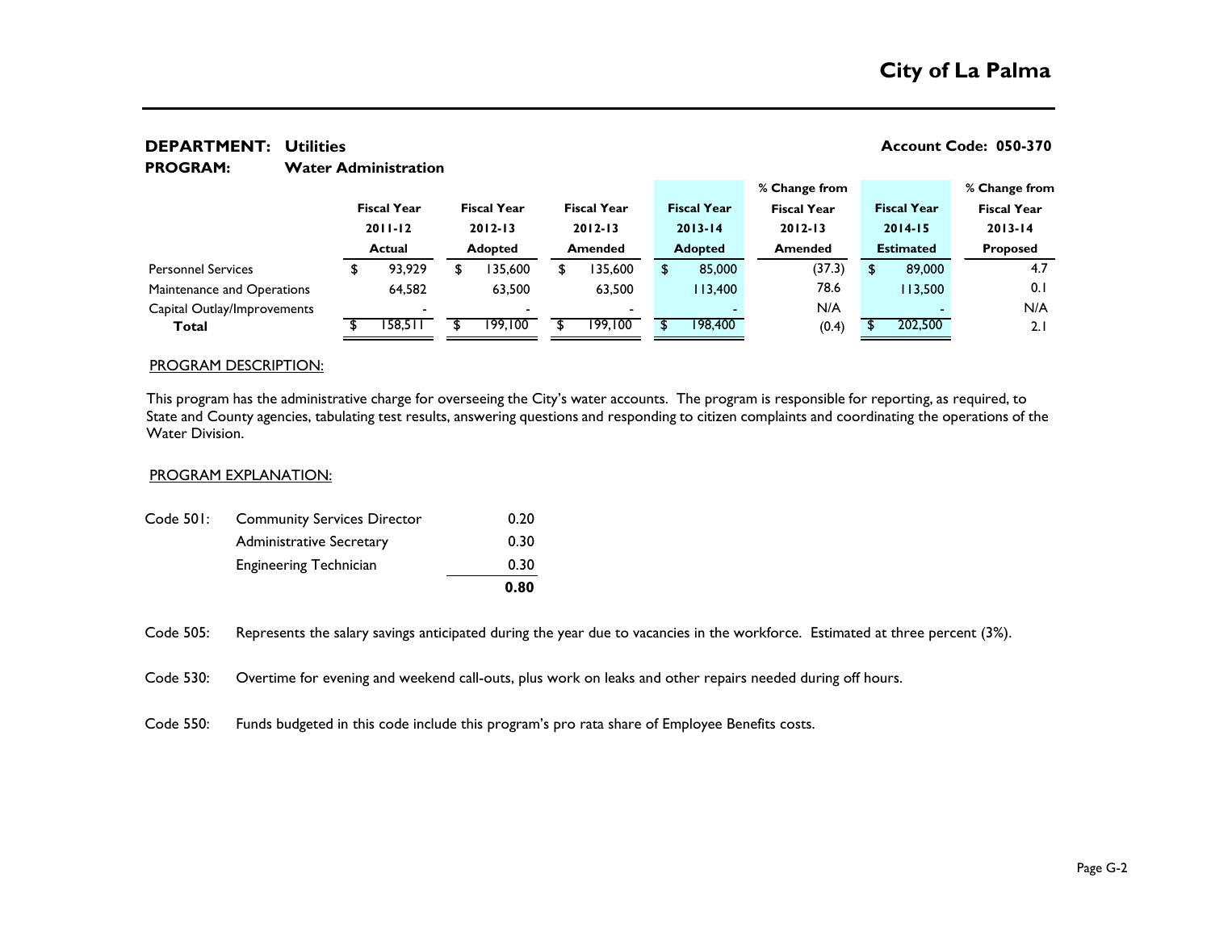**DEPARTMENT: Utilities** **Account Code: 050-370**

**PROGRAM: Water Administration**

| | Fiscal Year 2011-12 Actual | Fiscal Year 2012-13 Adopted | Fiscal Year 2012-13 Amended | Fiscal Year 2013-14 Adopted | % Change from Fiscal Year 2012-13 Amended | Fiscal Year 2014-15 Estimated | % Change from Fiscal Year 2013-14 Proposed |
|---|---|---|---|---|---|---|---|
| Personnel Services | $ 93,929 | $ 135,600 | $ 135,600 | $ 85,000 | (37.3) | $ 89,000 | 4.7 |
| Maintenance and Operations | 64,582 | 63,500 | 63,500 | 113,400 | 78.6 | 113,500 | 0.1 |
| Capital Outlay/Improvements | - | - | - | - | N/A | - | N/A |
| **Total** | $ 158,511 | $ 199,100 | $ 199,100 | $ 198,400 | (0.4) | $ 202,500 | 2.1 |

PROGRAM DESCRIPTION:

This program has the administrative charge for overseeing the City's water accounts. The program is responsible for reporting, as required, to State and County agencies, tabulating test results, answering questions and responding to citizen complaints and coordinating the operations of the Water Division.

PROGRAM EXPLANATION:

| | | |
|---|---|---|
| Code 501: | Community Services Director | 0.20 |
| | Administrative Secretary | 0.30 |
| | Engineering Technician | 0.30 |
| | | **0.80** |

Code 505: Represents the salary savings anticipated during the year due to vacancies in the workforce. Estimated at three percent (3%).

Code 530: Overtime for evening and weekend call-outs, plus work on leaks and other repairs needed during off hours.

Code 550: Funds budgeted in this code include this program's pro rata share of Employee Benefits costs.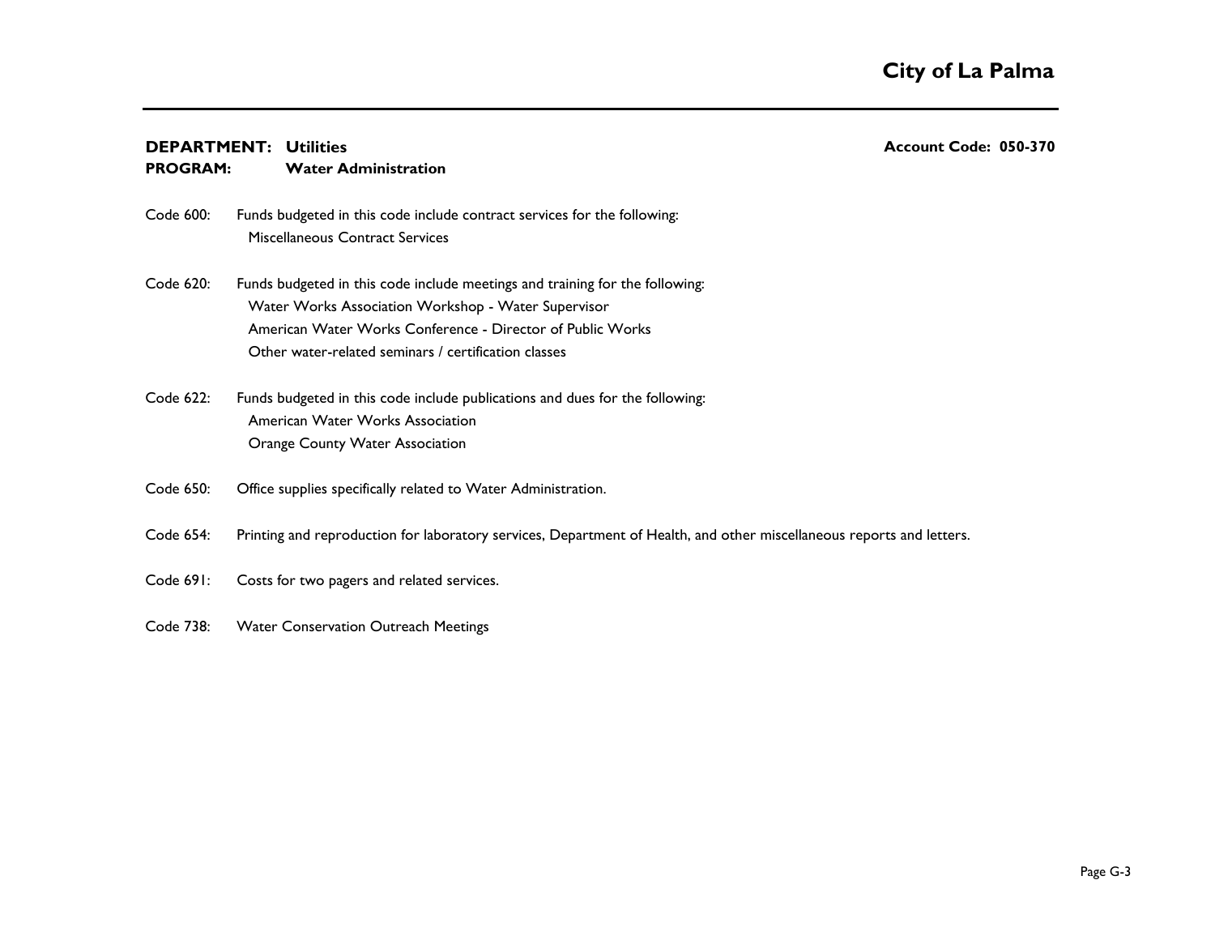**DEPARTMENT: Utilities** **Account Code: 050-370**
**PROGRAM: Water Administration**

Code 600: Funds budgeted in this code include contract services for the following:
  Miscellaneous Contract Services

Code 620: Funds budgeted in this code include meetings and training for the following:
  Water Works Association Workshop - Water Supervisor
  American Water Works Conference - Director of Public Works
  Other water-related seminars / certification classes

Code 622: Funds budgeted in this code include publications and dues for the following:
  American Water Works Association
  Orange County Water Association

Code 650: Office supplies specifically related to Water Administration.

Code 654: Printing and reproduction for laboratory services, Department of Health, and other miscellaneous reports and letters.

Code 691: Costs for two pagers and related services.

Code 738: Water Conservation Outreach Meetings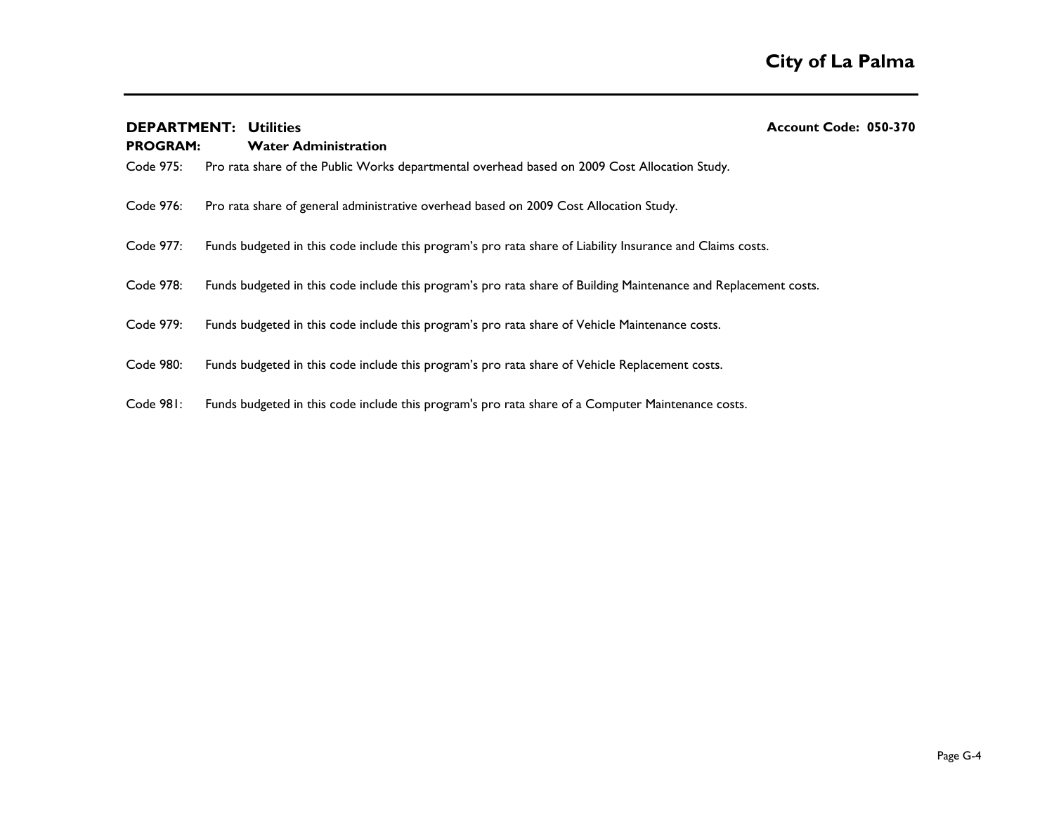**DEPARTMENT: Utilities** **Account Code: 050-370**

**PROGRAM: Water Administration**

Code 975: Pro rata share of the Public Works departmental overhead based on 2009 Cost Allocation Study.

Code 976: Pro rata share of general administrative overhead based on 2009 Cost Allocation Study.

Code 977: Funds budgeted in this code include this program's pro rata share of Liability Insurance and Claims costs.

Code 978: Funds budgeted in this code include this program's pro rata share of Building Maintenance and Replacement costs.

Code 979: Funds budgeted in this code include this program's pro rata share of Vehicle Maintenance costs.

Code 980: Funds budgeted in this code include this program's pro rata share of Vehicle Replacement costs.

Code 981: Funds budgeted in this code include this program's pro rata share of a Computer Maintenance costs.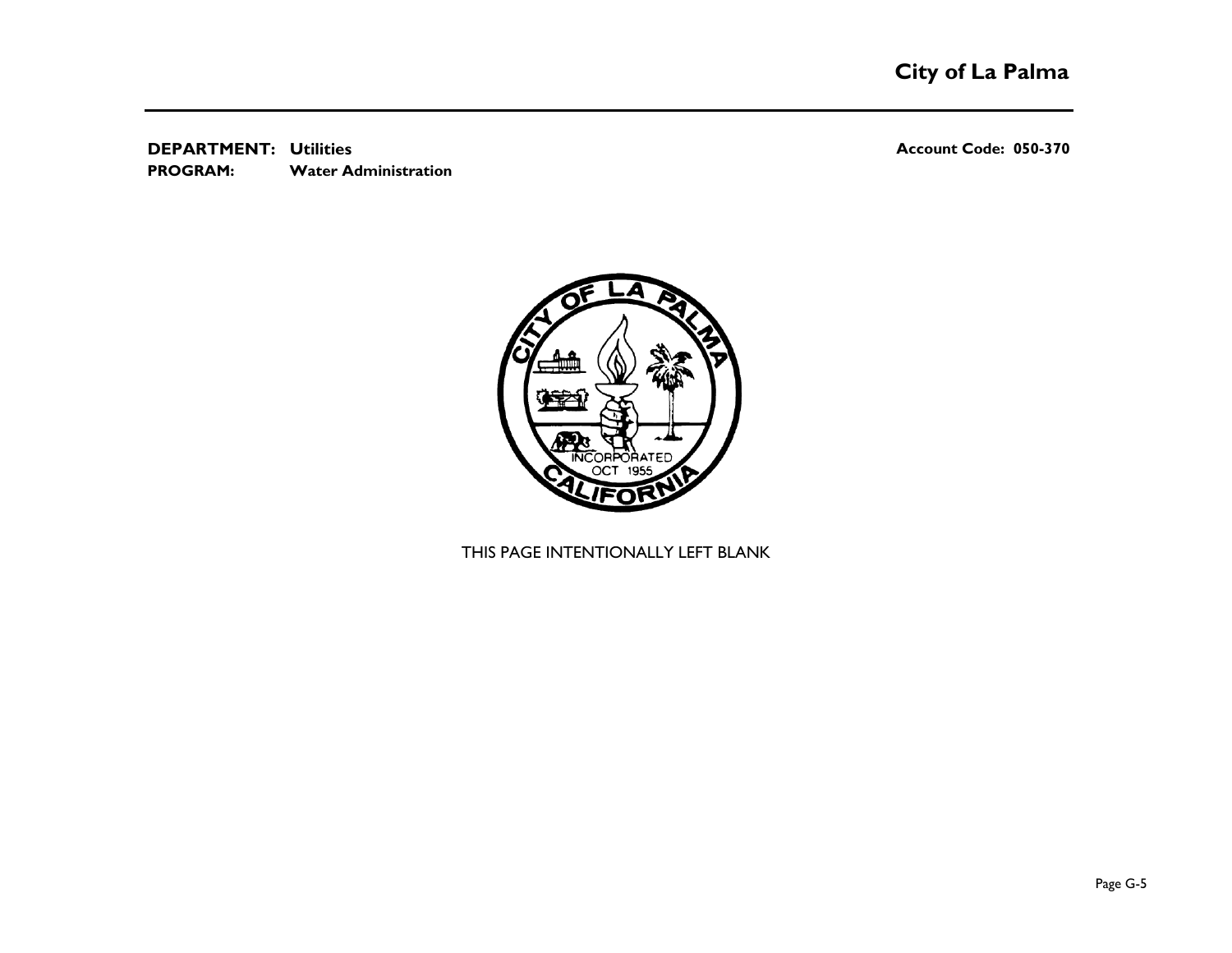**DEPARTMENT:** **Utilities** **Account Code: 050-370**
**PROGRAM:** **Water Administration**

THIS PAGE INTENTIONALLY LEFT BLANK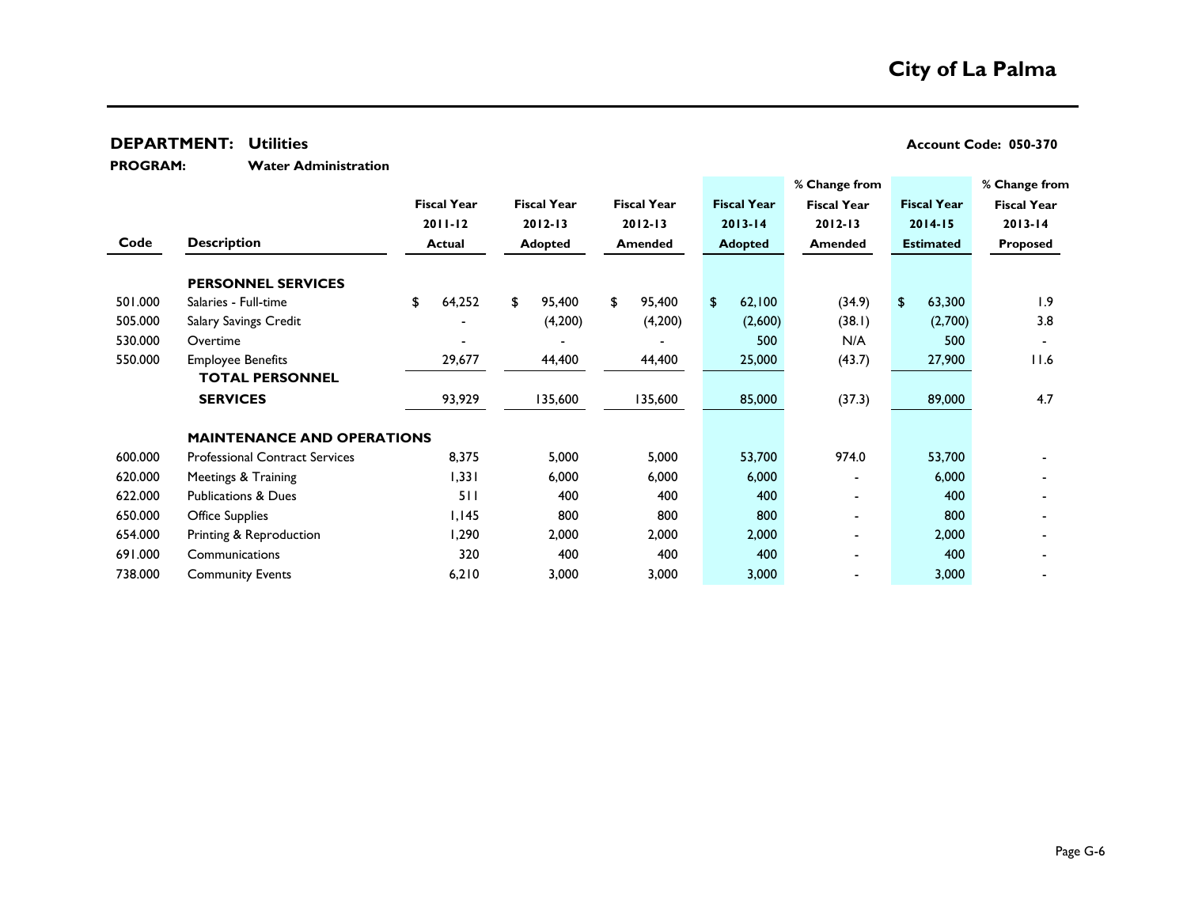# City of La Palma

**DEPARTMENT: Utilities** — **Account Code: 050-370**

**PROGRAM: Water Administration**

| Code | Description | Fiscal Year 2011-12 Actual | Fiscal Year 2012-13 Adopted | Fiscal Year 2012-13 Amended | Fiscal Year 2013-14 Adopted | % Change from Fiscal Year 2012-13 Amended | Fiscal Year 2014-15 Estimated | % Change from Fiscal Year 2013-14 Proposed |
|---|---|---|---|---|---|---|---|---|
| | **PERSONNEL SERVICES** | | | | | | | |
| 501.000 | Salaries - Full-time | $ 64,252 | $ 95,400 | $ 95,400 | $ 62,100 | (34.9) | $ 63,300 | 1.9 |
| 505.000 | Salary Savings Credit | - | (4,200) | (4,200) | (2,600) | (38.1) | (2,700) | 3.8 |
| 530.000 | Overtime | - | - | - | 500 | N/A | 500 | - |
| 550.000 | Employee Benefits | 29,677 | 44,400 | 44,400 | 25,000 | (43.7) | 27,900 | 11.6 |
| | **TOTAL PERSONNEL SERVICES** | 93,929 | 135,600 | 135,600 | 85,000 | (37.3) | 89,000 | 4.7 |
| | **MAINTENANCE AND OPERATIONS** | | | | | | | |
| 600.000 | Professional Contract Services | 8,375 | 5,000 | 5,000 | 53,700 | 974.0 | 53,700 | - |
| 620.000 | Meetings & Training | 1,331 | 6,000 | 6,000 | 6,000 | - | 6,000 | - |
| 622.000 | Publications & Dues | 511 | 400 | 400 | 400 | - | 400 | - |
| 650.000 | Office Supplies | 1,145 | 800 | 800 | 800 | - | 800 | - |
| 654.000 | Printing & Reproduction | 1,290 | 2,000 | 2,000 | 2,000 | - | 2,000 | - |
| 691.000 | Communications | 320 | 400 | 400 | 400 | - | 400 | - |
| 738.000 | Community Events | 6,210 | 3,000 | 3,000 | 3,000 | - | 3,000 | - |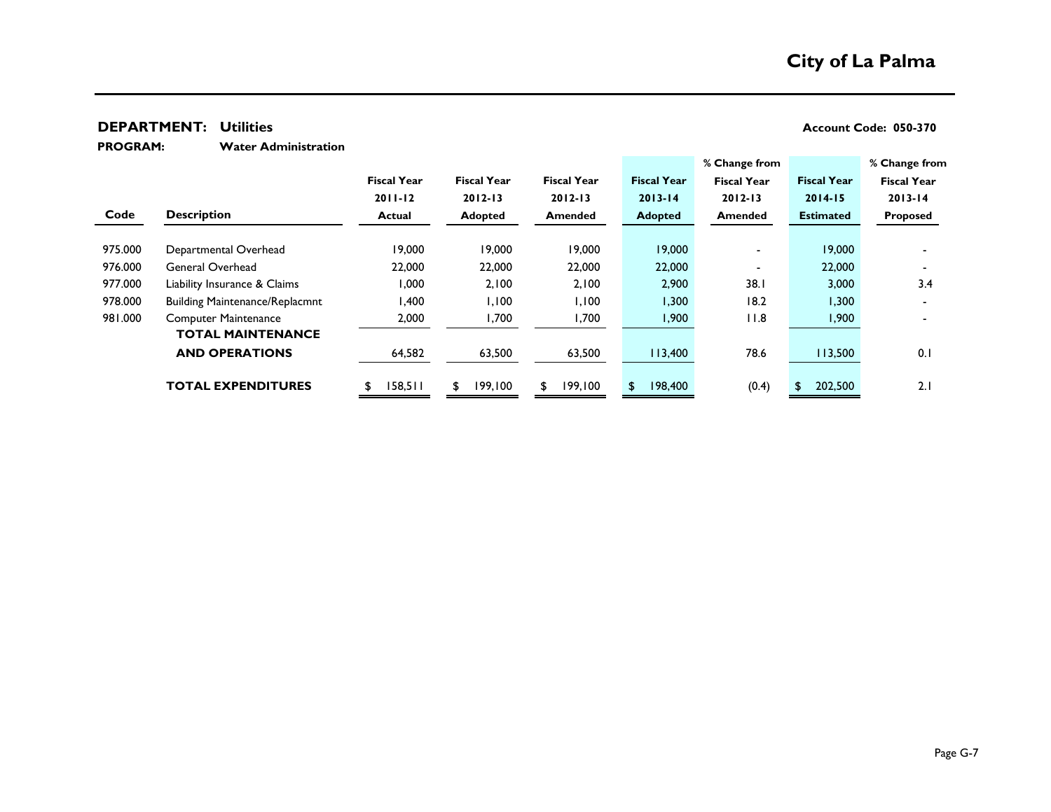# City of La Palma

**DEPARTMENT: Utilities** | **Account Code: 050-370**

**PROGRAM: Water Administration**

| Code | Description | Fiscal Year 2011-12 Actual | Fiscal Year 2012-13 Adopted | Fiscal Year 2012-13 Amended | Fiscal Year 2013-14 Adopted | % Change from Fiscal Year 2012-13 Amended | Fiscal Year 2014-15 Estimated | % Change from Fiscal Year 2013-14 Proposed |
|---|---|---|---|---|---|---|---|---|
| 975.000 | Departmental Overhead | 19,000 | 19,000 | 19,000 | 19,000 | - | 19,000 | - |
| 976.000 | General Overhead | 22,000 | 22,000 | 22,000 | 22,000 | - | 22,000 | - |
| 977.000 | Liability Insurance & Claims | 1,000 | 2,100 | 2,100 | 2,900 | 38.1 | 3,000 | 3.4 |
| 978.000 | Building Maintenance/Replacmnt | 1,400 | 1,100 | 1,100 | 1,300 | 18.2 | 1,300 | - |
| 981.000 | Computer Maintenance | 2,000 | 1,700 | 1,700 | 1,900 | 11.8 | 1,900 | - |
| | **TOTAL MAINTENANCE AND OPERATIONS** | 64,582 | 63,500 | 63,500 | 113,400 | 78.6 | 113,500 | 0.1 |
| | **TOTAL EXPENDITURES** | $ 158,511 | $ 199,100 | $ 199,100 | $ 198,400 | (0.4) | $ 202,500 | 2.1 |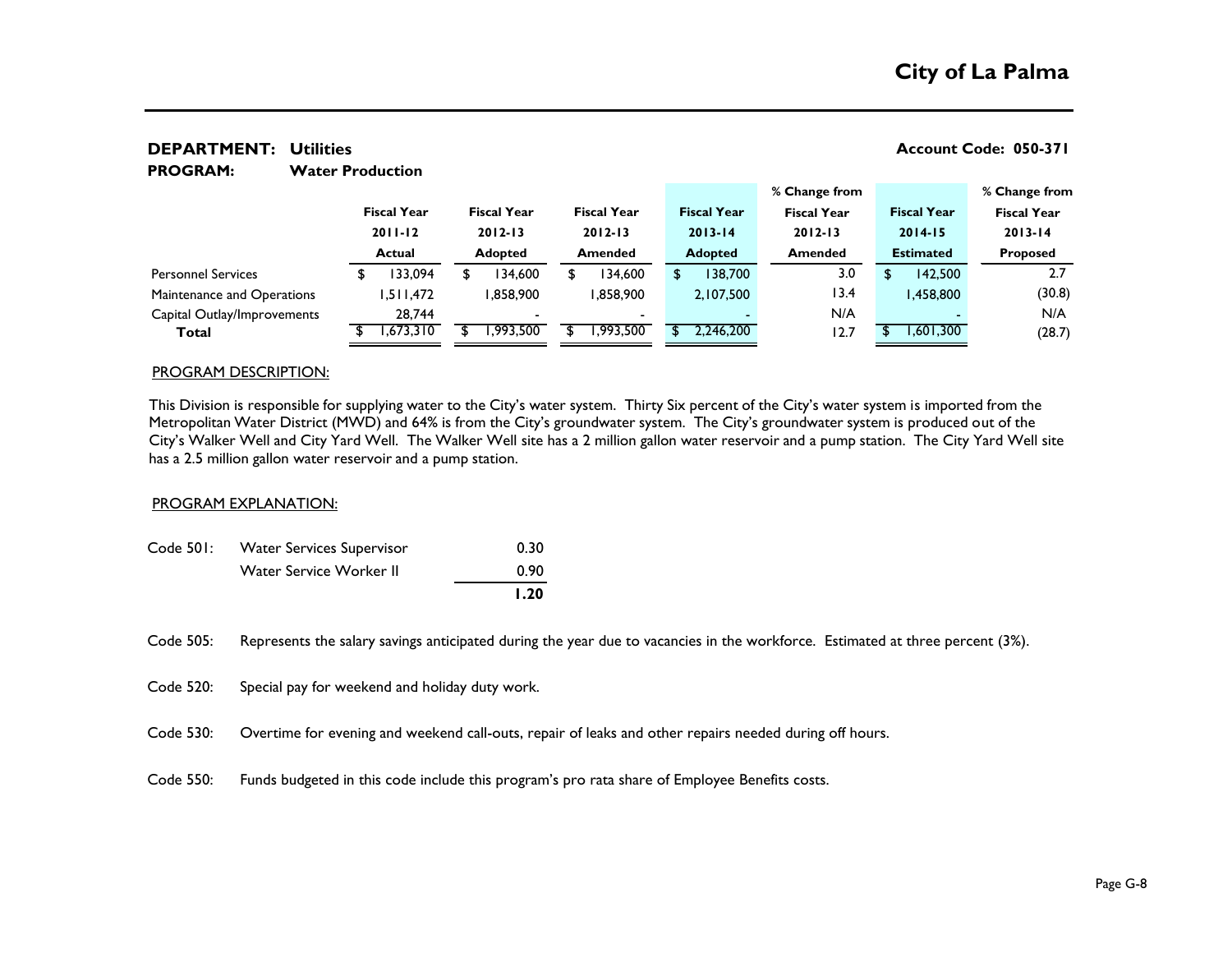# City of La Palma

**DEPARTMENT: Utilities** **Account Code: 050-371**

**PROGRAM: Water Production**

| | Fiscal Year 2011-12 Actual | Fiscal Year 2012-13 Adopted | Fiscal Year 2012-13 Amended | Fiscal Year 2013-14 Adopted | % Change from Fiscal Year 2012-13 Amended | Fiscal Year 2014-15 Estimated | % Change from Fiscal Year 2013-14 Proposed |
|---|---|---|---|---|---|---|---|
| Personnel Services | $ 133,094 | $ 134,600 | $ 134,600 | $ 138,700 | 3.0 | $ 142,500 | 2.7 |
| Maintenance and Operations | 1,511,472 | 1,858,900 | 1,858,900 | 2,107,500 | 13.4 | 1,458,800 | (30.8) |
| Capital Outlay/Improvements | 28,744 | - | - | - | N/A | - | N/A |
| **Total** | $ 1,673,310 | $ 1,993,500 | $ 1,993,500 | $ 2,246,200 | 12.7 | $ 1,601,300 | (28.7) |

PROGRAM DESCRIPTION:

This Division is responsible for supplying water to the City's water system. Thirty Six percent of the City's water system is imported from the Metropolitan Water District (MWD) and 64% is from the City's groundwater system. The City's groundwater system is produced out of the City's Walker Well and City Yard Well. The Walker Well site has a 2 million gallon water reservoir and a pump station. The City Yard Well site has a 2.5 million gallon water reservoir and a pump station.

PROGRAM EXPLANATION:

| Code 501: | Water Services Supervisor | 0.30 |
|---|---|---|
| | Water Service Worker II | 0.90 |
| | | **1.20** |

Code 505: Represents the salary savings anticipated during the year due to vacancies in the workforce. Estimated at three percent (3%).

Code 520: Special pay for weekend and holiday duty work.

Code 530: Overtime for evening and weekend call-outs, repair of leaks and other repairs needed during off hours.

Code 550: Funds budgeted in this code include this program's pro rata share of Employee Benefits costs.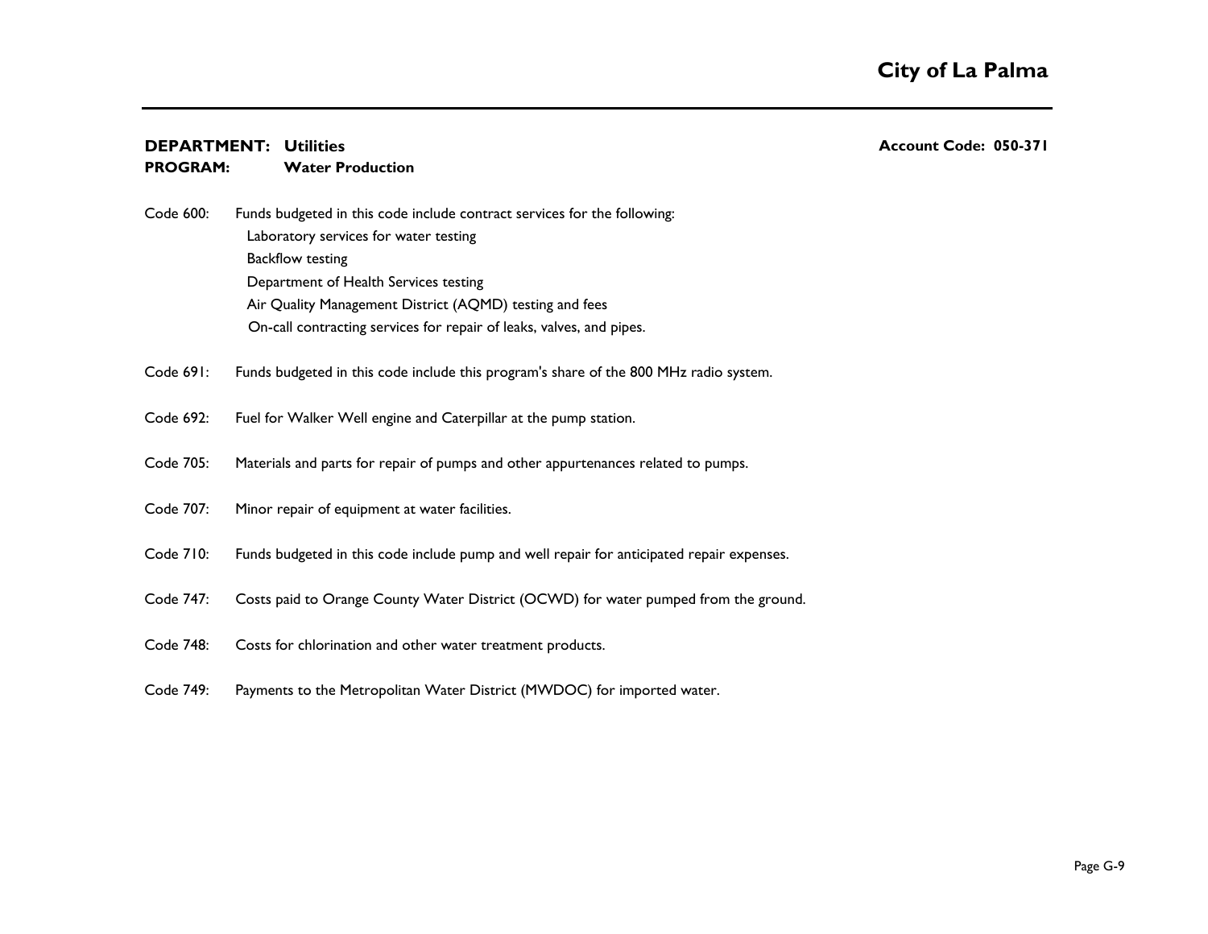**DEPARTMENT: Utilities** **Account Code: 050-371**
**PROGRAM: Water Production**

Code 600: Funds budgeted in this code include contract services for the following:
- Laboratory services for water testing
- Backflow testing
- Department of Health Services testing
- Air Quality Management District (AQMD) testing and fees
- On-call contracting services for repair of leaks, valves, and pipes.

Code 691: Funds budgeted in this code include this program's share of the 800 MHz radio system.

Code 692: Fuel for Walker Well engine and Caterpillar at the pump station.

Code 705: Materials and parts for repair of pumps and other appurtenances related to pumps.

Code 707: Minor repair of equipment at water facilities.

Code 710: Funds budgeted in this code include pump and well repair for anticipated repair expenses.

Code 747: Costs paid to Orange County Water District (OCWD) for water pumped from the ground.

Code 748: Costs for chlorination and other water treatment products.

Code 749: Payments to the Metropolitan Water District (MWDOC) for imported water.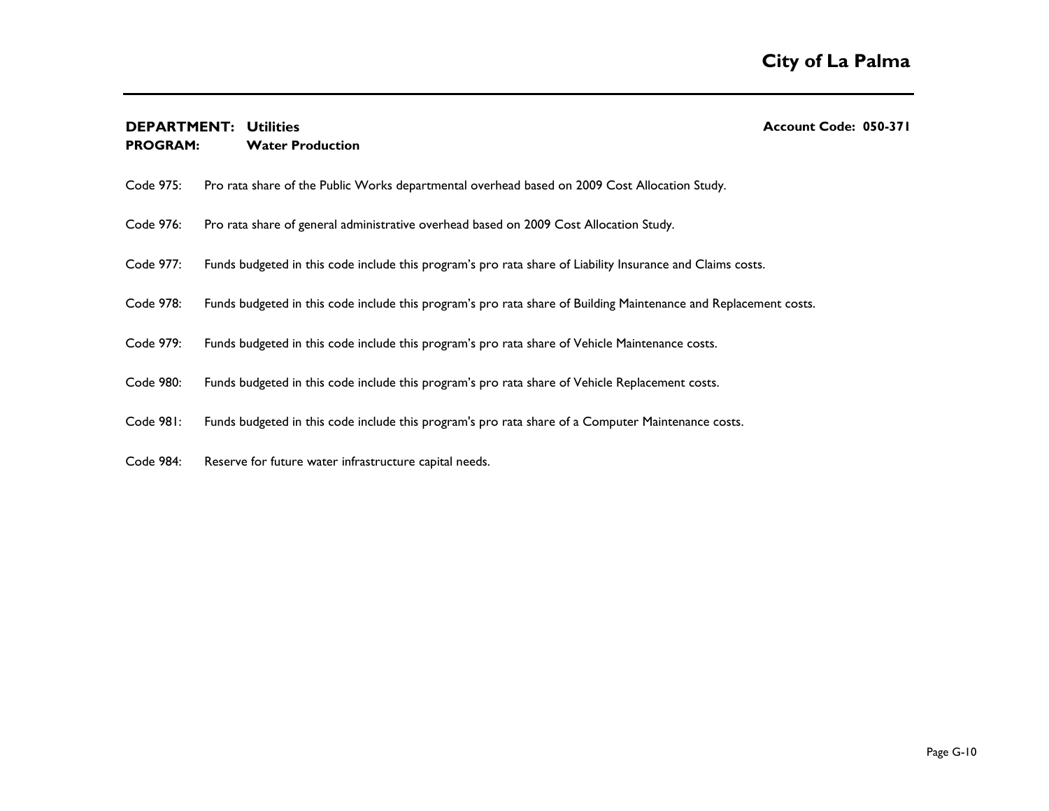**DEPARTMENT: Utilities** **Account Code: 050-371**
**PROGRAM: Water Production**

Code 975: Pro rata share of the Public Works departmental overhead based on 2009 Cost Allocation Study.

Code 976: Pro rata share of general administrative overhead based on 2009 Cost Allocation Study.

Code 977: Funds budgeted in this code include this program's pro rata share of Liability Insurance and Claims costs.

Code 978: Funds budgeted in this code include this program's pro rata share of Building Maintenance and Replacement costs.

Code 979: Funds budgeted in this code include this program's pro rata share of Vehicle Maintenance costs.

Code 980: Funds budgeted in this code include this program's pro rata share of Vehicle Replacement costs.

Code 981: Funds budgeted in this code include this program's pro rata share of a Computer Maintenance costs.

Code 984: Reserve for future water infrastructure capital needs.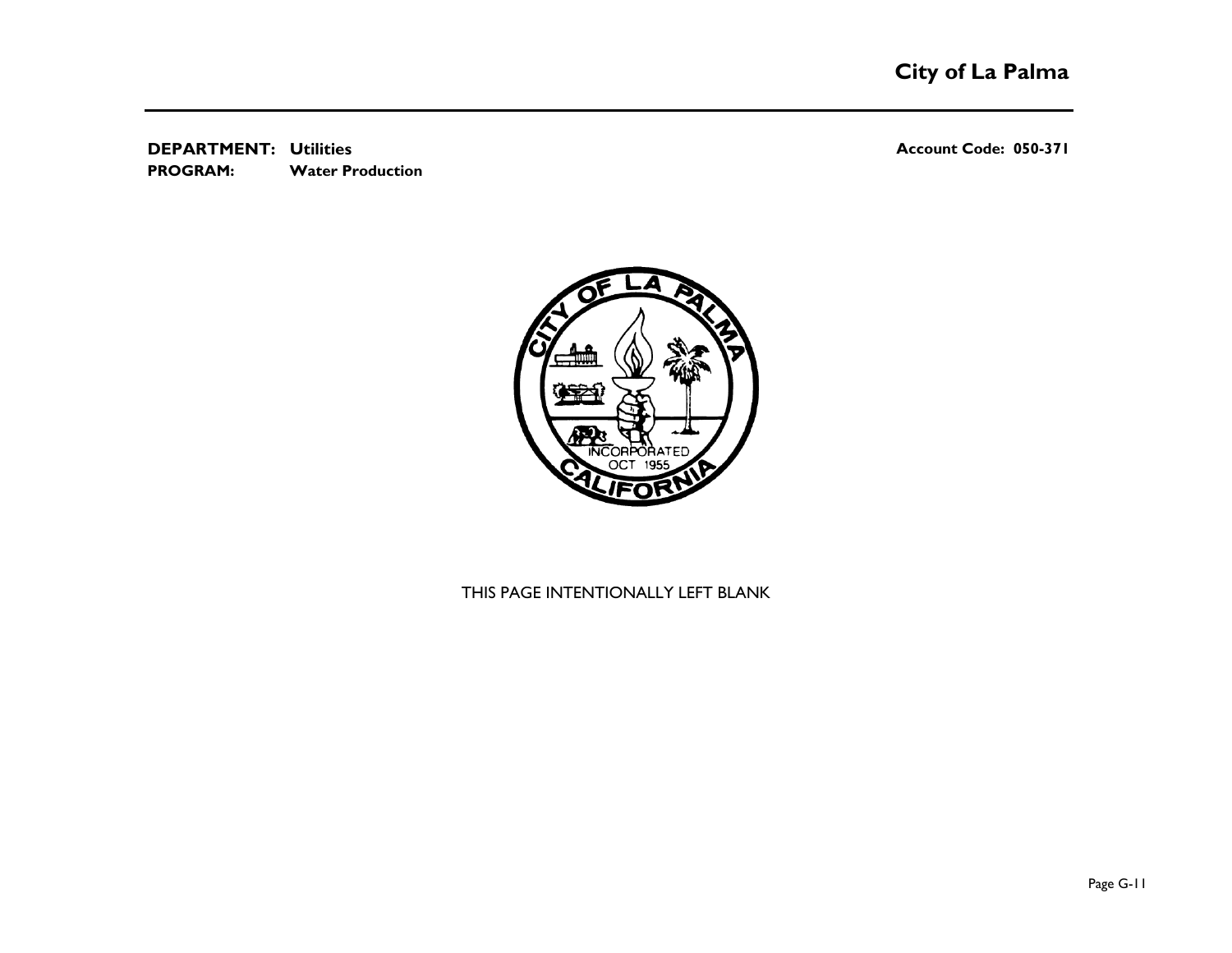**DEPARTMENT:** Utilities

**PROGRAM:** Water Production

**Account Code: 050-371**

THIS PAGE INTENTIONALLY LEFT BLANK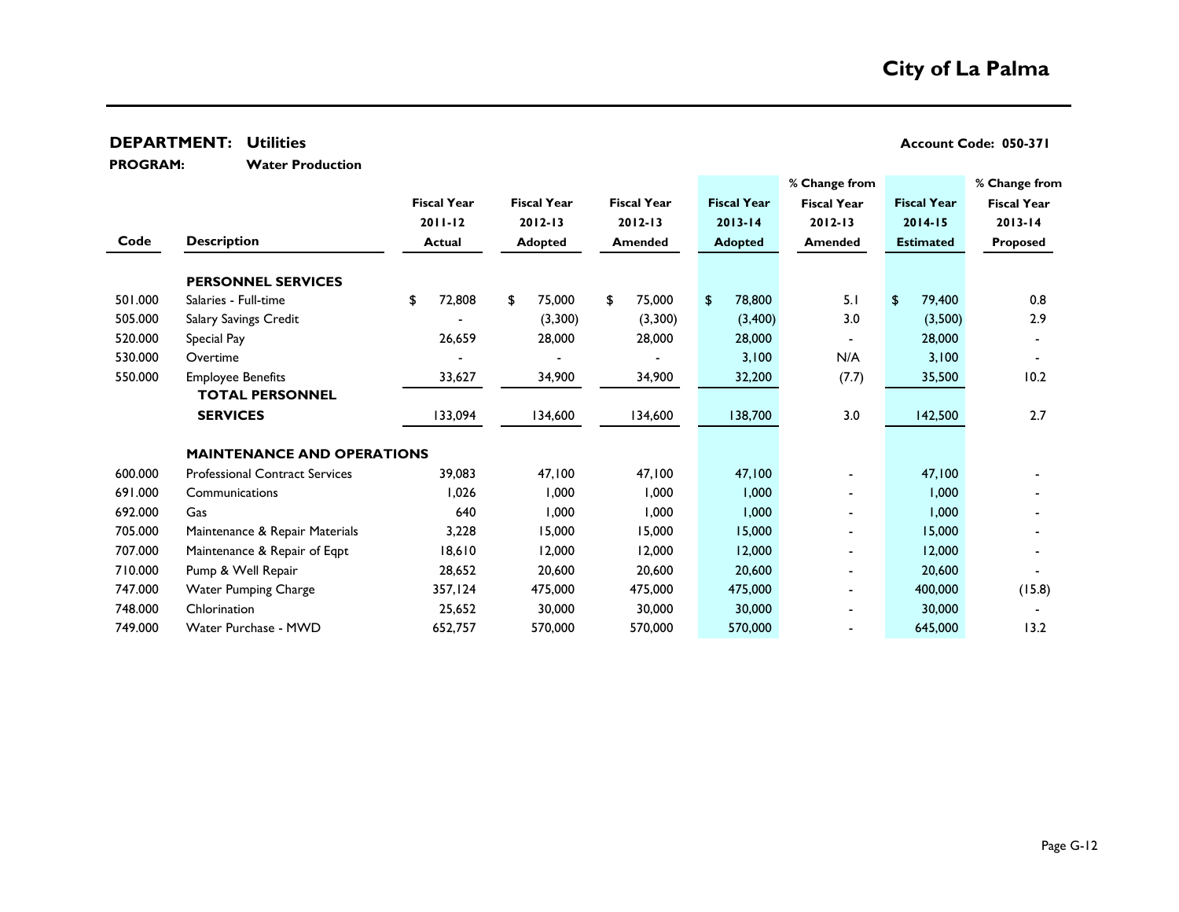# City of La Palma

**DEPARTMENT: Utilities** **Account Code: 050-371**

**PROGRAM: Water Production**

| Code | Description | Fiscal Year 2011-12 Actual | Fiscal Year 2012-13 Adopted | Fiscal Year 2012-13 Amended | Fiscal Year 2013-14 Adopted | % Change from Fiscal Year 2012-13 Amended | Fiscal Year 2014-15 Estimated | % Change from Fiscal Year 2013-14 Proposed |
|---|---|---|---|---|---|---|---|---|
| | **PERSONNEL SERVICES** | | | | | | | |
| 501.000 | Salaries - Full-time | $ 72,808 | $ 75,000 | $ 75,000 | $ 78,800 | 5.1 | $ 79,400 | 0.8 |
| 505.000 | Salary Savings Credit | - | (3,300) | (3,300) | (3,400) | 3.0 | (3,500) | 2.9 |
| 520.000 | Special Pay | 26,659 | 28,000 | 28,000 | 28,000 | - | 28,000 | - |
| 530.000 | Overtime | - | - | - | 3,100 | N/A | 3,100 | - |
| 550.000 | Employee Benefits | 33,627 | 34,900 | 34,900 | 32,200 | (7.7) | 35,500 | 10.2 |
| | **TOTAL PERSONNEL SERVICES** | 133,094 | 134,600 | 134,600 | 138,700 | 3.0 | 142,500 | 2.7 |
| | **MAINTENANCE AND OPERATIONS** | | | | | | | |
| 600.000 | Professional Contract Services | 39,083 | 47,100 | 47,100 | 47,100 | - | 47,100 | - |
| 691.000 | Communications | 1,026 | 1,000 | 1,000 | 1,000 | - | 1,000 | - |
| 692.000 | Gas | 640 | 1,000 | 1,000 | 1,000 | - | 1,000 | - |
| 705.000 | Maintenance & Repair Materials | 3,228 | 15,000 | 15,000 | 15,000 | - | 15,000 | - |
| 707.000 | Maintenance & Repair of Eqpt | 18,610 | 12,000 | 12,000 | 12,000 | - | 12,000 | - |
| 710.000 | Pump & Well Repair | 28,652 | 20,600 | 20,600 | 20,600 | - | 20,600 | - |
| 747.000 | Water Pumping Charge | 357,124 | 475,000 | 475,000 | 475,000 | - | 400,000 | (15.8) |
| 748.000 | Chlorination | 25,652 | 30,000 | 30,000 | 30,000 | - | 30,000 | - |
| 749.000 | Water Purchase - MWD | 652,757 | 570,000 | 570,000 | 570,000 | - | 645,000 | 13.2 |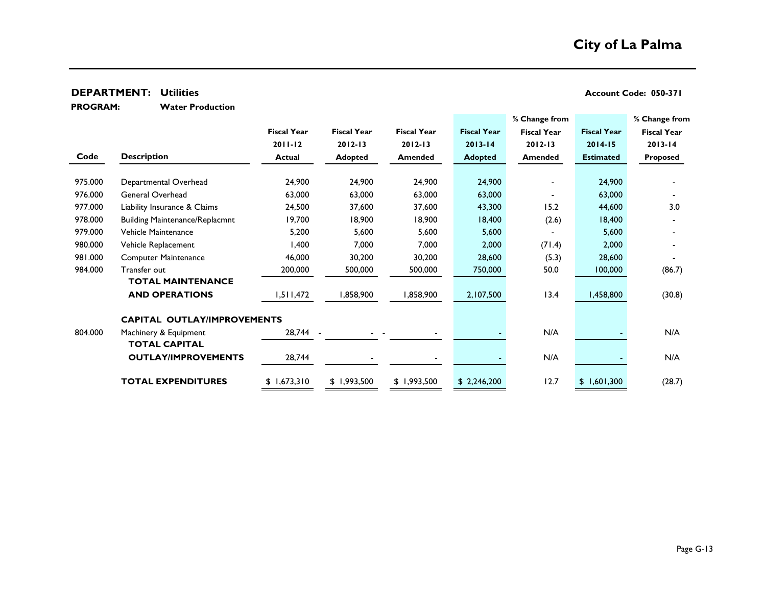# City of La Palma

**DEPARTMENT: Utilities** — **Account Code: 050-371**

**PROGRAM: Water Production**

| Code | Description | Fiscal Year 2011-12 Actual | Fiscal Year 2012-13 Adopted | Fiscal Year 2012-13 Amended | Fiscal Year 2013-14 Adopted | % Change from Fiscal Year 2012-13 Amended | Fiscal Year 2014-15 Estimated | % Change from Fiscal Year 2013-14 Proposed |
|---|---|---|---|---|---|---|---|---|
| 975.000 | Departmental Overhead | 24,900 | 24,900 | 24,900 | 24,900 | - | 24,900 | - |
| 976.000 | General Overhead | 63,000 | 63,000 | 63,000 | 63,000 | - | 63,000 | - |
| 977.000 | Liability Insurance & Claims | 24,500 | 37,600 | 37,600 | 43,300 | 15.2 | 44,600 | 3.0 |
| 978.000 | Building Maintenance/Replacmnt | 19,700 | 18,900 | 18,900 | 18,400 | (2.6) | 18,400 | - |
| 979.000 | Vehicle Maintenance | 5,200 | 5,600 | 5,600 | 5,600 | - | 5,600 | - |
| 980.000 | Vehicle Replacement | 1,400 | 7,000 | 7,000 | 2,000 | (71.4) | 2,000 | - |
| 981.000 | Computer Maintenance | 46,000 | 30,200 | 30,200 | 28,600 | (5.3) | 28,600 | - |
| 984.000 | Transfer out | 200,000 | 500,000 | 500,000 | 750,000 | 50.0 | 100,000 | (86.7) |
| | **TOTAL MAINTENANCE AND OPERATIONS** | 1,511,472 | 1,858,900 | 1,858,900 | 2,107,500 | 13.4 | 1,458,800 | (30.8) |
| | **CAPITAL OUTLAY/IMPROVEMENTS** | | | | | | | |
| 804.000 | Machinery & Equipment | 28,744 | - | - | - | N/A | - | N/A |
| | **TOTAL CAPITAL OUTLAY/IMPROVEMENTS** | 28,744 | - | - | - | N/A | - | N/A |
| | **TOTAL EXPENDITURES** | $ 1,673,310 | $ 1,993,500 | $ 1,993,500 | $ 2,246,200 | 12.7 | $ 1,601,300 | (28.7) |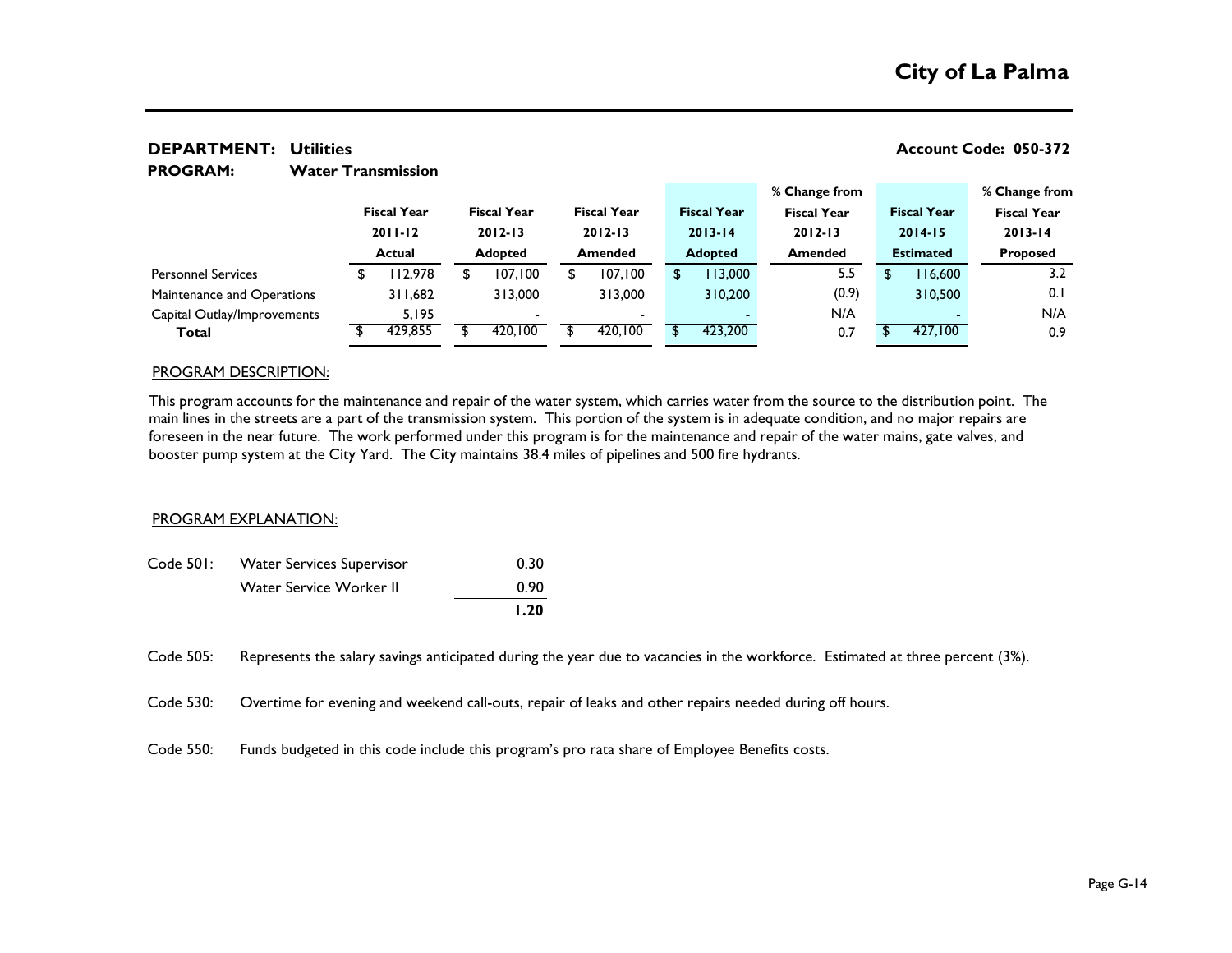**DEPARTMENT: Utilities** **Account Code: 050-372**

**PROGRAM: Water Transmission**

| | Fiscal Year 2011-12 Actual | Fiscal Year 2012-13 Adopted | Fiscal Year 2012-13 Amended | Fiscal Year 2013-14 Adopted | % Change from Fiscal Year 2012-13 Amended | Fiscal Year 2014-15 Estimated | % Change from Fiscal Year 2013-14 Proposed |
|---|---|---|---|---|---|---|---|
| Personnel Services | $ 112,978 | $ 107,100 | $ 107,100 | $ 113,000 | 5.5 | $ 116,600 | 3.2 |
| Maintenance and Operations | 311,682 | 313,000 | 313,000 | 310,200 | (0.9) | 310,500 | 0.1 |
| Capital Outlay/Improvements | 5,195 | - | - | - | N/A | - | N/A |
| **Total** | $ 429,855 | $ 420,100 | $ 420,100 | $ 423,200 | 0.7 | $ 427,100 | 0.9 |

PROGRAM DESCRIPTION:

This program accounts for the maintenance and repair of the water system, which carries water from the source to the distribution point. The main lines in the streets are a part of the transmission system. This portion of the system is in adequate condition, and no major repairs are foreseen in the near future. The work performed under this program is for the maintenance and repair of the water mains, gate valves, and booster pump system at the City Yard. The City maintains 38.4 miles of pipelines and 500 fire hydrants.

PROGRAM EXPLANATION:

| | | |
|---|---|---|
| Code 501: | Water Services Supervisor | 0.30 |
| | Water Service Worker II | 0.90 |
| | | **1.20** |

Code 505: Represents the salary savings anticipated during the year due to vacancies in the workforce. Estimated at three percent (3%).

Code 530: Overtime for evening and weekend call-outs, repair of leaks and other repairs needed during off hours.

Code 550: Funds budgeted in this code include this program's pro rata share of Employee Benefits costs.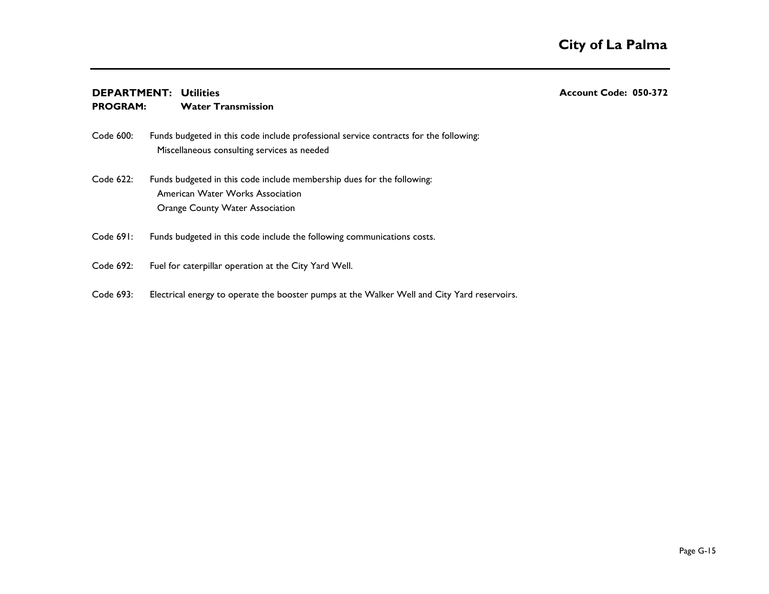**DEPARTMENT: Utilities** **Account Code: 050-372**
**PROGRAM: Water Transmission**

Code 600: Funds budgeted in this code include professional service contracts for the following:
  Miscellaneous consulting services as needed

Code 622: Funds budgeted in this code include membership dues for the following:
  American Water Works Association
  Orange County Water Association

Code 691: Funds budgeted in this code include the following communications costs.

Code 692: Fuel for caterpillar operation at the City Yard Well.

Code 693: Electrical energy to operate the booster pumps at the Walker Well and City Yard reservoirs.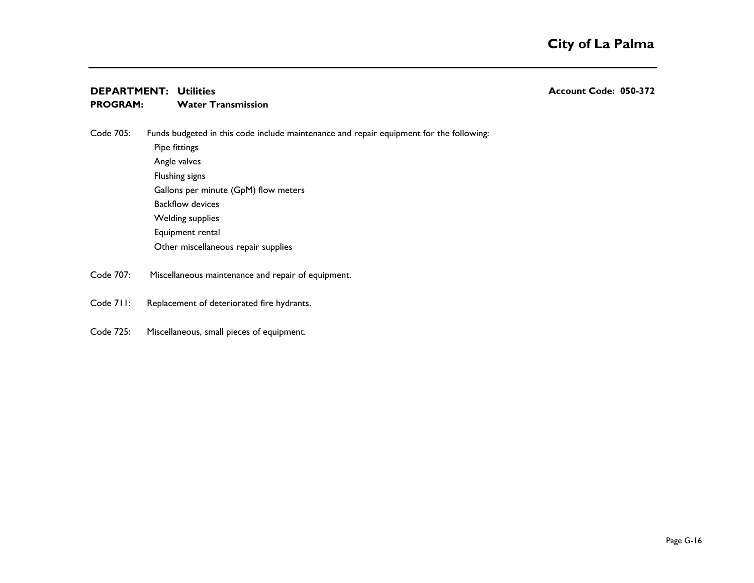**DEPARTMENT: Utilities** **Account Code: 050-372**
**PROGRAM: Water Transmission**

Code 705: Funds budgeted in this code include maintenance and repair equipment for the following:

- Pipe fittings
- Angle valves
- Flushing signs
- Gallons per minute (GpM) flow meters
- Backflow devices
- Welding supplies
- Equipment rental
- Other miscellaneous repair supplies

Code 707: Miscellaneous maintenance and repair of equipment.

Code 711: Replacement of deteriorated fire hydrants.

Code 725: Miscellaneous, small pieces of equipment.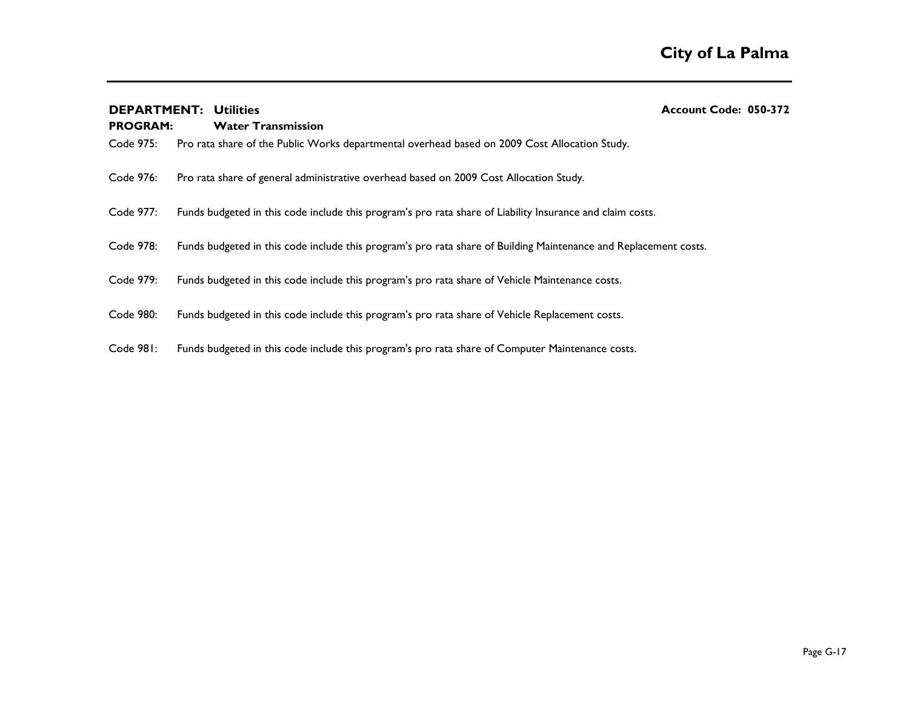**DEPARTMENT: Utilities** **Account Code: 050-372**

**PROGRAM: Water Transmission**

Code 975: Pro rata share of the Public Works departmental overhead based on 2009 Cost Allocation Study.

Code 976: Pro rata share of general administrative overhead based on 2009 Cost Allocation Study.

Code 977: Funds budgeted in this code include this program's pro rata share of Liability Insurance and claim costs.

Code 978: Funds budgeted in this code include this program's pro rata share of Building Maintenance and Replacement costs.

Code 979: Funds budgeted in this code include this program's pro rata share of Vehicle Maintenance costs.

Code 980: Funds budgeted in this code include this program's pro rata share of Vehicle Replacement costs.

Code 981: Funds budgeted in this code include this program's pro rata share of Computer Maintenance costs.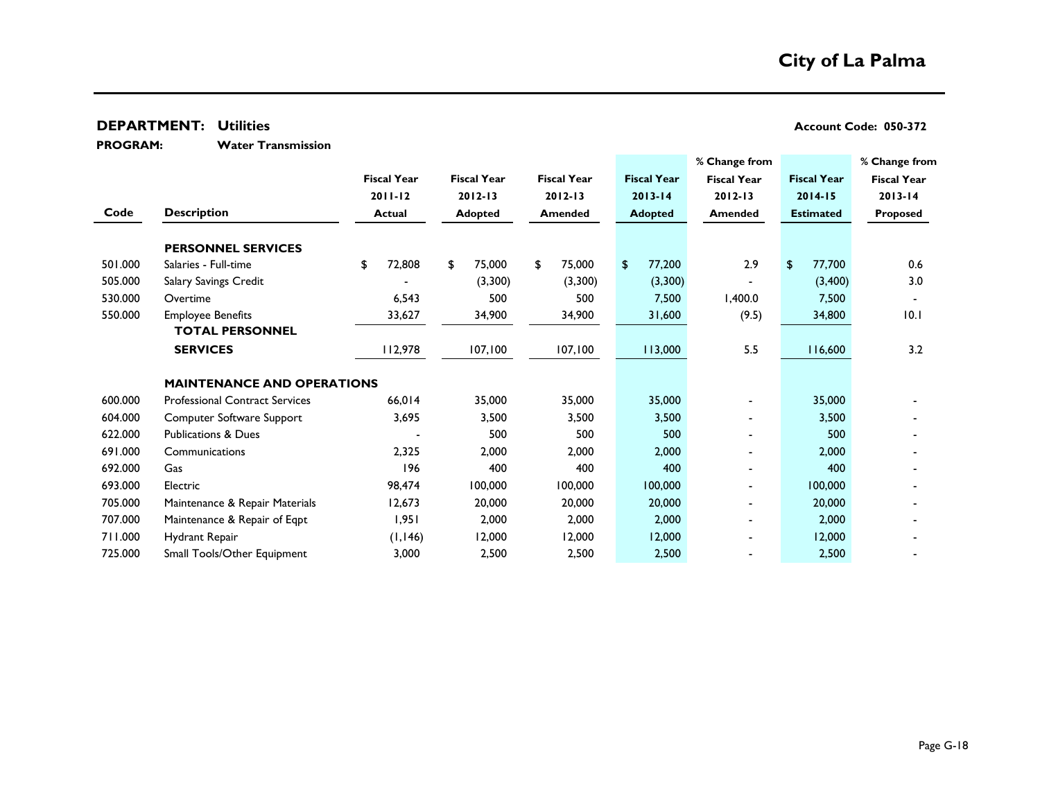# City of La Palma

**DEPARTMENT: Utilities** **Account Code: 050-372**

**PROGRAM: Water Transmission**

| Code | Description | Fiscal Year 2011-12 Actual | Fiscal Year 2012-13 Adopted | Fiscal Year 2012-13 Amended | Fiscal Year 2013-14 Adopted | % Change from Fiscal Year 2012-13 Amended | Fiscal Year 2014-15 Estimated | % Change from Fiscal Year 2013-14 Proposed |
|---|---|---|---|---|---|---|---|---|
| | **PERSONNEL SERVICES** | | | | | | | |
| 501.000 | Salaries - Full-time | $ 72,808 | $ 75,000 | $ 75,000 | $ 77,200 | 2.9 | $ 77,700 | 0.6 |
| 505.000 | Salary Savings Credit | - | (3,300) | (3,300) | (3,300) | - | (3,400) | 3.0 |
| 530.000 | Overtime | 6,543 | 500 | 500 | 7,500 | 1,400.0 | 7,500 | - |
| 550.000 | Employee Benefits | 33,627 | 34,900 | 34,900 | 31,600 | (9.5) | 34,800 | 10.1 |
| | **TOTAL PERSONNEL SERVICES** | 112,978 | 107,100 | 107,100 | 113,000 | 5.5 | 116,600 | 3.2 |
| | **MAINTENANCE AND OPERATIONS** | | | | | | | |
| 600.000 | Professional Contract Services | 66,014 | 35,000 | 35,000 | 35,000 | - | 35,000 | - |
| 604.000 | Computer Software Support | 3,695 | 3,500 | 3,500 | 3,500 | - | 3,500 | - |
| 622.000 | Publications & Dues | - | 500 | 500 | 500 | - | 500 | - |
| 691.000 | Communications | 2,325 | 2,000 | 2,000 | 2,000 | - | 2,000 | - |
| 692.000 | Gas | 196 | 400 | 400 | 400 | - | 400 | - |
| 693.000 | Electric | 98,474 | 100,000 | 100,000 | 100,000 | - | 100,000 | - |
| 705.000 | Maintenance & Repair Materials | 12,673 | 20,000 | 20,000 | 20,000 | - | 20,000 | - |
| 707.000 | Maintenance & Repair of Eqpt | 1,951 | 2,000 | 2,000 | 2,000 | - | 2,000 | - |
| 711.000 | Hydrant Repair | (1,146) | 12,000 | 12,000 | 12,000 | - | 12,000 | - |
| 725.000 | Small Tools/Other Equipment | 3,000 | 2,500 | 2,500 | 2,500 | - | 2,500 | - |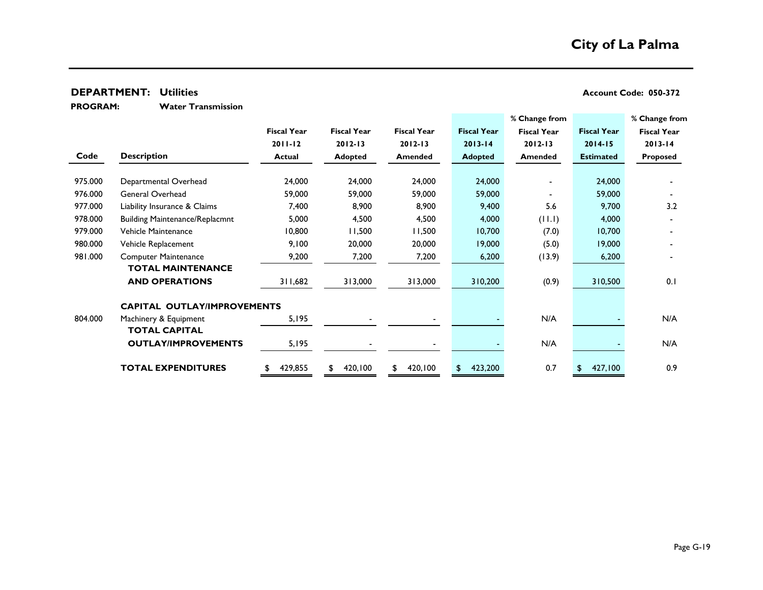# City of La Palma

**DEPARTMENT: Utilities** — **Account Code: 050-372**

**PROGRAM: Water Transmission**

| Code | Description | Fiscal Year 2011-12 Actual | Fiscal Year 2012-13 Adopted | Fiscal Year 2012-13 Amended | Fiscal Year 2013-14 Adopted | % Change from Fiscal Year 2012-13 Amended | Fiscal Year 2014-15 Estimated | % Change from Fiscal Year 2013-14 Proposed |
|---|---|---|---|---|---|---|---|---|
| 975.000 | Departmental Overhead | 24,000 | 24,000 | 24,000 | 24,000 | - | 24,000 | - |
| 976.000 | General Overhead | 59,000 | 59,000 | 59,000 | 59,000 | - | 59,000 | - |
| 977.000 | Liability Insurance & Claims | 7,400 | 8,900 | 8,900 | 9,400 | 5.6 | 9,700 | 3.2 |
| 978.000 | Building Maintenance/Replacmnt | 5,000 | 4,500 | 4,500 | 4,000 | (11.1) | 4,000 | - |
| 979.000 | Vehicle Maintenance | 10,800 | 11,500 | 11,500 | 10,700 | (7.0) | 10,700 | - |
| 980.000 | Vehicle Replacement | 9,100 | 20,000 | 20,000 | 19,000 | (5.0) | 19,000 | - |
| 981.000 | Computer Maintenance | 9,200 | 7,200 | 7,200 | 6,200 | (13.9) | 6,200 | - |
| | **TOTAL MAINTENANCE AND OPERATIONS** | 311,682 | 313,000 | 313,000 | 310,200 | (0.9) | 310,500 | 0.1 |
| | **CAPITAL OUTLAY/IMPROVEMENTS** | | | | | | | |
| 804.000 | Machinery & Equipment | 5,195 | - | - | - | N/A | - | N/A |
| | **TOTAL CAPITAL OUTLAY/IMPROVEMENTS** | 5,195 | - | - | - | N/A | - | N/A |
| | **TOTAL EXPENDITURES** | $ 429,855 | $ 420,100 | $ 420,100 | $ 423,200 | 0.7 | $ 427,100 | 0.9 |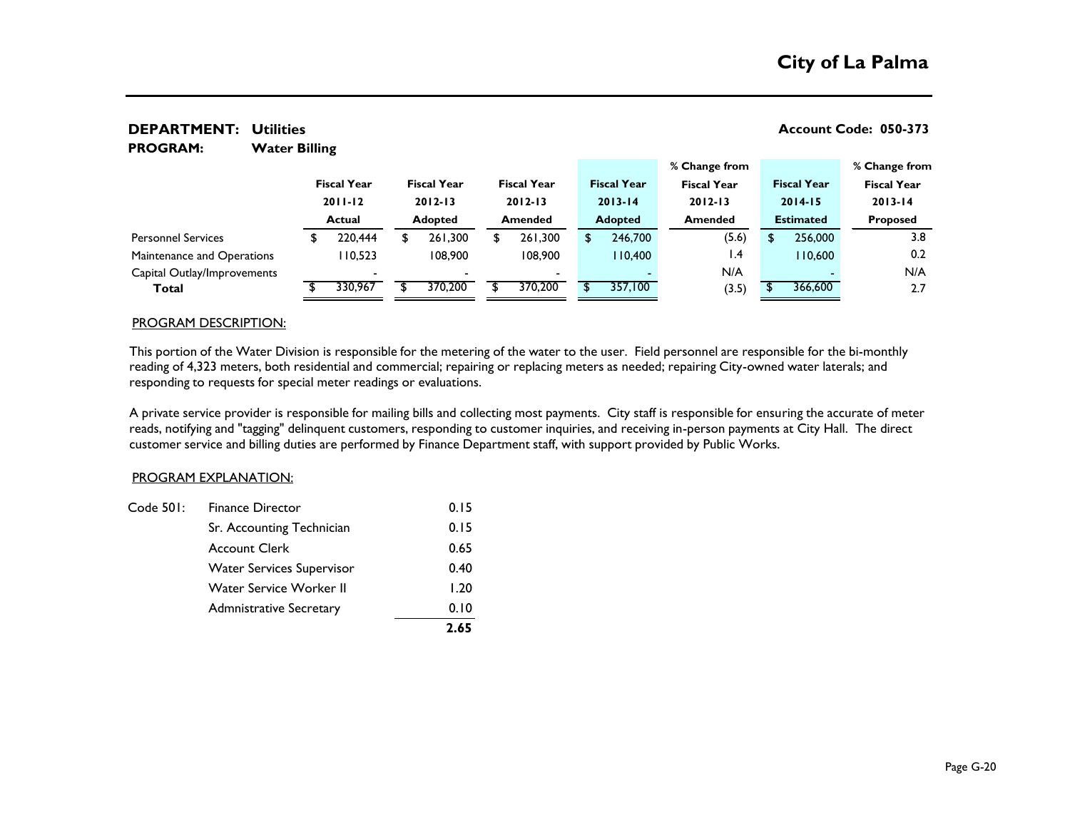# City of La Palma

**DEPARTMENT: Utilities** | **Account Code: 050-373**

**PROGRAM: Water Billing**

| | Fiscal Year 2011-12 Actual | Fiscal Year 2012-13 Adopted | Fiscal Year 2012-13 Amended | Fiscal Year 2013-14 Adopted | % Change from Fiscal Year 2012-13 Amended | Fiscal Year 2014-15 Estimated | % Change from Fiscal Year 2013-14 Proposed |
|---|---|---|---|---|---|---|---|
| Personnel Services | $ 220,444 | $ 261,300 | $ 261,300 | $ 246,700 | (5.6) | $ 256,000 | 3.8 |
| Maintenance and Operations | 110,523 | 108,900 | 108,900 | 110,400 | 1.4 | 110,600 | 0.2 |
| Capital Outlay/Improvements | - | - | - | - | N/A | - | N/A |
| **Total** | $ 330,967 | $ 370,200 | $ 370,200 | $ 357,100 | (3.5) | $ 366,600 | 2.7 |

PROGRAM DESCRIPTION:

This portion of the Water Division is responsible for the metering of the water to the user. Field personnel are responsible for the bi-monthly reading of 4,323 meters, both residential and commercial; repairing or replacing meters as needed; repairing City-owned water laterals; and responding to requests for special meter readings or evaluations.

A private service provider is responsible for mailing bills and collecting most payments. City staff is responsible for ensuring the accurate of meter reads, notifying and "tagging" delinquent customers, responding to customer inquiries, and receiving in-person payments at City Hall. The direct customer service and billing duties are performed by Finance Department staff, with support provided by Public Works.

PROGRAM EXPLANATION:

| | | |
|---|---|---|
| Code 501: | Finance Director | 0.15 |
| | Sr. Accounting Technician | 0.15 |
| | Account Clerk | 0.65 |
| | Water Services Supervisor | 0.40 |
| | Water Service Worker II | 1.20 |
| | Admnistrative Secretary | 0.10 |
| | | **2.65** |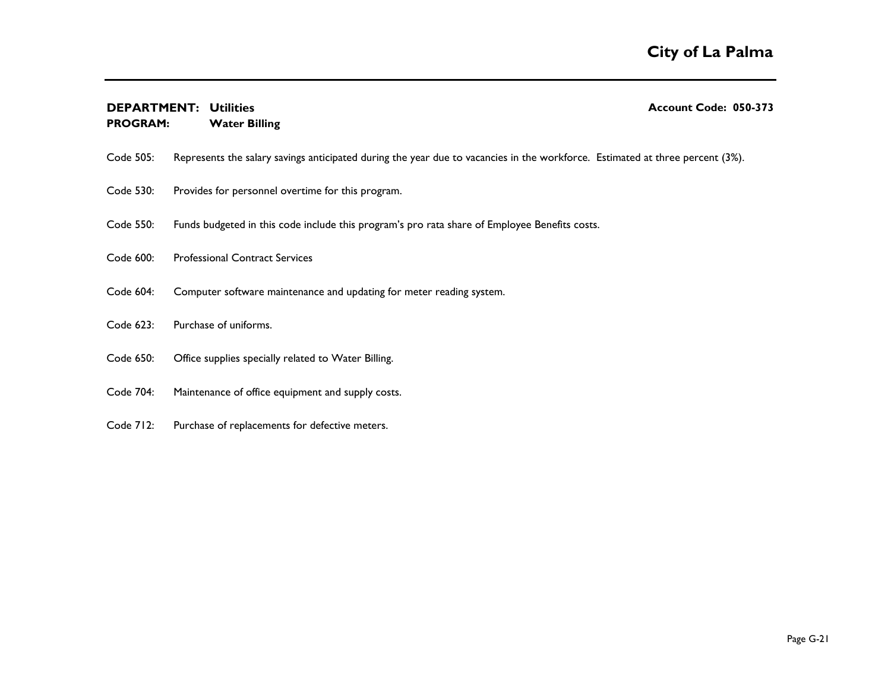**DEPARTMENT:** **Utilities** **Account Code: 050-373**
**PROGRAM:** **Water Billing**

Code 505: Represents the salary savings anticipated during the year due to vacancies in the workforce. Estimated at three percent (3%).

Code 530: Provides for personnel overtime for this program.

Code 550: Funds budgeted in this code include this program's pro rata share of Employee Benefits costs.

Code 600: Professional Contract Services

Code 604: Computer software maintenance and updating for meter reading system.

Code 623: Purchase of uniforms.

Code 650: Office supplies specially related to Water Billing.

Code 704: Maintenance of office equipment and supply costs.

Code 712: Purchase of replacements for defective meters.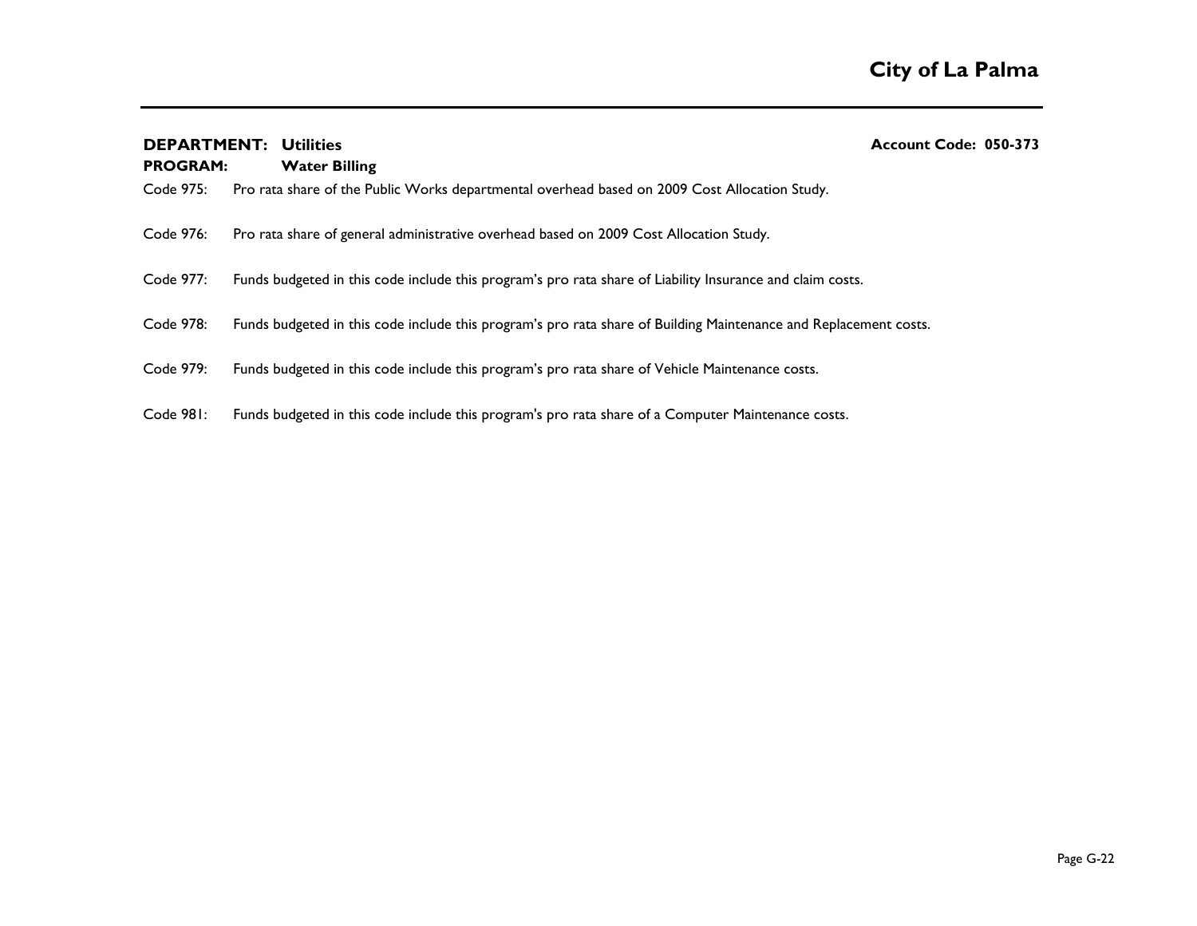**DEPARTMENT: Utilities** **Account Code: 050-373**

**PROGRAM: Water Billing**

Code 975: Pro rata share of the Public Works departmental overhead based on 2009 Cost Allocation Study.

Code 976: Pro rata share of general administrative overhead based on 2009 Cost Allocation Study.

Code 977: Funds budgeted in this code include this program's pro rata share of Liability Insurance and claim costs.

Code 978: Funds budgeted in this code include this program's pro rata share of Building Maintenance and Replacement costs.

Code 979: Funds budgeted in this code include this program's pro rata share of Vehicle Maintenance costs.

Code 981: Funds budgeted in this code include this program's pro rata share of a Computer Maintenance costs.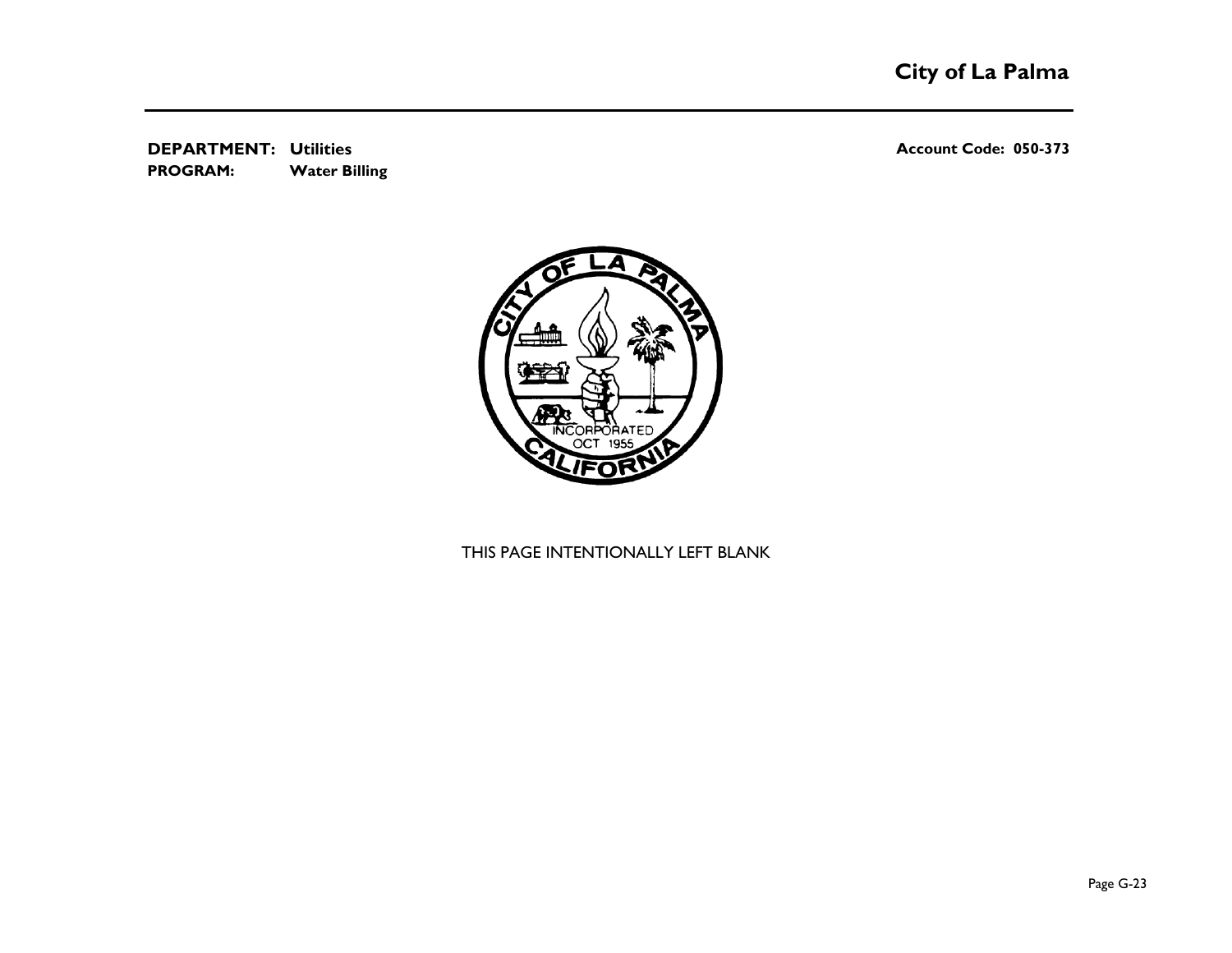**DEPARTMENT:** **Utilities** **Account Code: 050-373**

**PROGRAM:** **Water Billing**

THIS PAGE INTENTIONALLY LEFT BLANK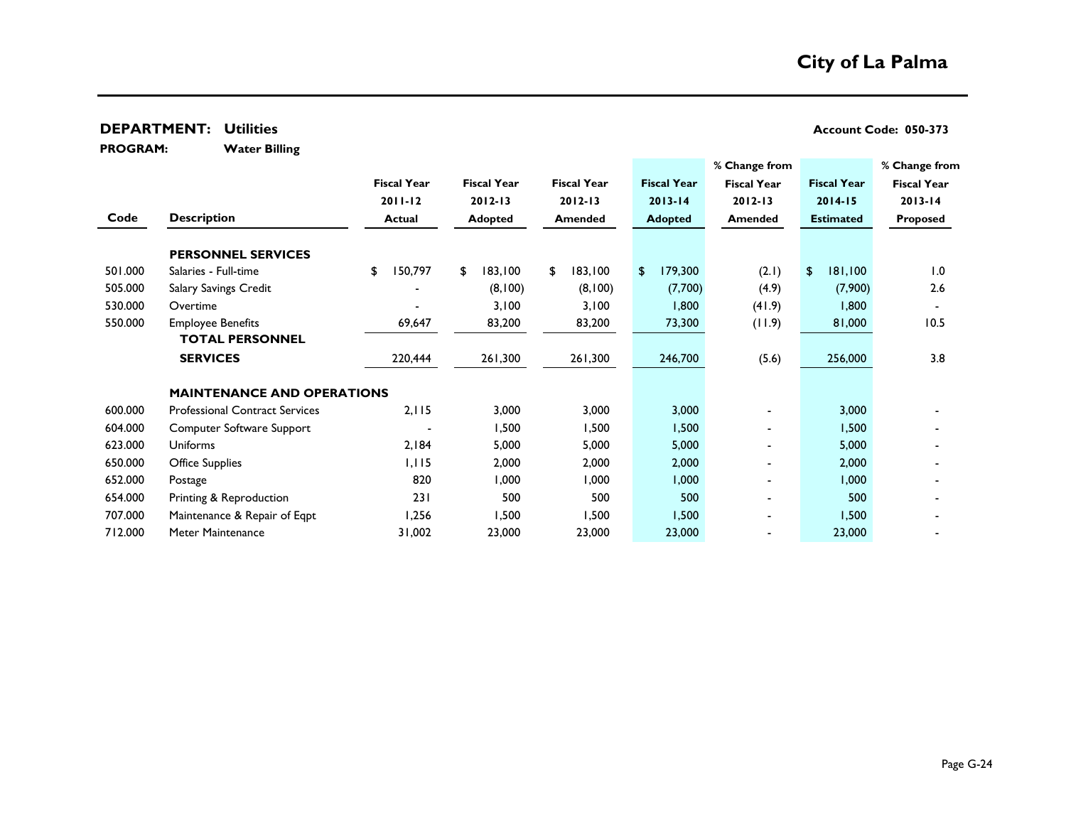# City of La Palma

**DEPARTMENT: Utilities** **Account Code: 050-373**

**PROGRAM: Water Billing**

| Code | Description | Fiscal Year 2011-12 Actual | Fiscal Year 2012-13 Adopted | Fiscal Year 2012-13 Amended | Fiscal Year 2013-14 Adopted | % Change from Fiscal Year 2012-13 Amended | Fiscal Year 2014-15 Estimated | % Change from Fiscal Year 2013-14 Proposed |
|---|---|---|---|---|---|---|---|---|
| | **PERSONNEL SERVICES** | | | | | | | |
| 501.000 | Salaries - Full-time | $ 150,797 | $ 183,100 | $ 183,100 | $ 179,300 | (2.1) | $ 181,100 | 1.0 |
| 505.000 | Salary Savings Credit | - | (8,100) | (8,100) | (7,700) | (4.9) | (7,900) | 2.6 |
| 530.000 | Overtime | - | 3,100 | 3,100 | 1,800 | (41.9) | 1,800 | - |
| 550.000 | Employee Benefits | 69,647 | 83,200 | 83,200 | 73,300 | (11.9) | 81,000 | 10.5 |
| | **TOTAL PERSONNEL SERVICES** | 220,444 | 261,300 | 261,300 | 246,700 | (5.6) | 256,000 | 3.8 |
| | **MAINTENANCE AND OPERATIONS** | | | | | | | |
| 600.000 | Professional Contract Services | 2,115 | 3,000 | 3,000 | 3,000 | - | 3,000 | - |
| 604.000 | Computer Software Support | - | 1,500 | 1,500 | 1,500 | - | 1,500 | - |
| 623.000 | Uniforms | 2,184 | 5,000 | 5,000 | 5,000 | - | 5,000 | - |
| 650.000 | Office Supplies | 1,115 | 2,000 | 2,000 | 2,000 | - | 2,000 | - |
| 652.000 | Postage | 820 | 1,000 | 1,000 | 1,000 | - | 1,000 | - |
| 654.000 | Printing & Reproduction | 231 | 500 | 500 | 500 | - | 500 | - |
| 707.000 | Maintenance & Repair of Eqpt | 1,256 | 1,500 | 1,500 | 1,500 | - | 1,500 | - |
| 712.000 | Meter Maintenance | 31,002 | 23,000 | 23,000 | 23,000 | - | 23,000 | - |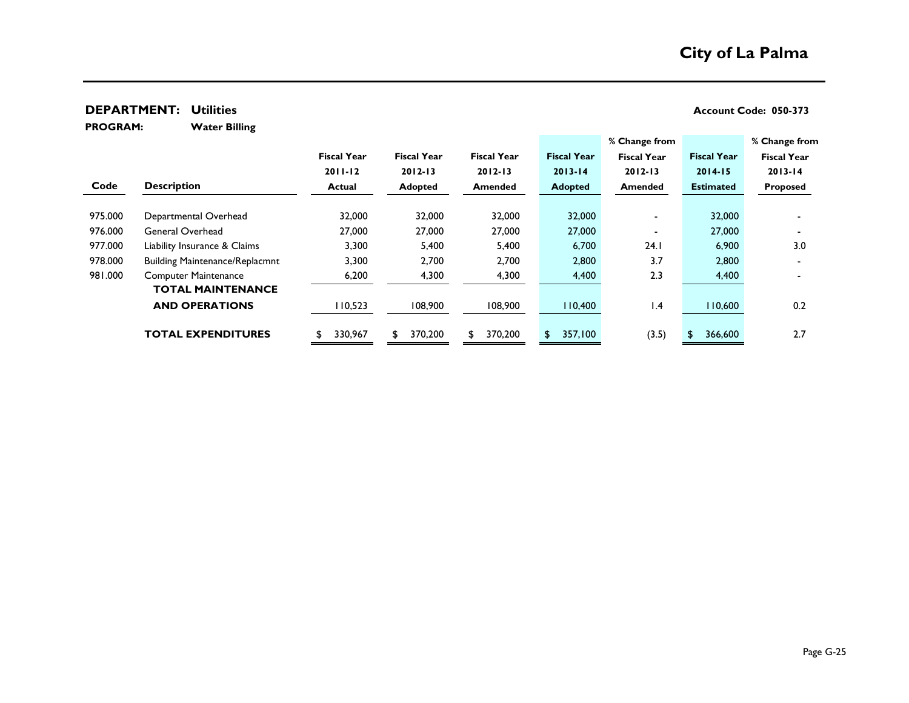# City of La Palma

**DEPARTMENT: Utilities** | **Account Code: 050-373**

**PROGRAM: Water Billing**

| Code | Description | Fiscal Year 2011-12 Actual | Fiscal Year 2012-13 Adopted | Fiscal Year 2012-13 Amended | Fiscal Year 2013-14 Adopted | % Change from Fiscal Year 2012-13 Amended | Fiscal Year 2014-15 Estimated | % Change from Fiscal Year 2013-14 Proposed |
|---|---|---|---|---|---|---|---|---|
| 975.000 | Departmental Overhead | 32,000 | 32,000 | 32,000 | 32,000 | - | 32,000 | - |
| 976.000 | General Overhead | 27,000 | 27,000 | 27,000 | 27,000 | - | 27,000 | - |
| 977.000 | Liability Insurance & Claims | 3,300 | 5,400 | 5,400 | 6,700 | 24.1 | 6,900 | 3.0 |
| 978.000 | Building Maintenance/Replacmnt | 3,300 | 2,700 | 2,700 | 2,800 | 3.7 | 2,800 | - |
| 981.000 | Computer Maintenance | 6,200 | 4,300 | 4,300 | 4,400 | 2.3 | 4,400 | - |
| | **TOTAL MAINTENANCE AND OPERATIONS** | 110,523 | 108,900 | 108,900 | 110,400 | 1.4 | 110,600 | 0.2 |
| | **TOTAL EXPENDITURES** | $ 330,967 | $ 370,200 | $ 370,200 | $ 357,100 | (3.5) | $ 366,600 | 2.7 |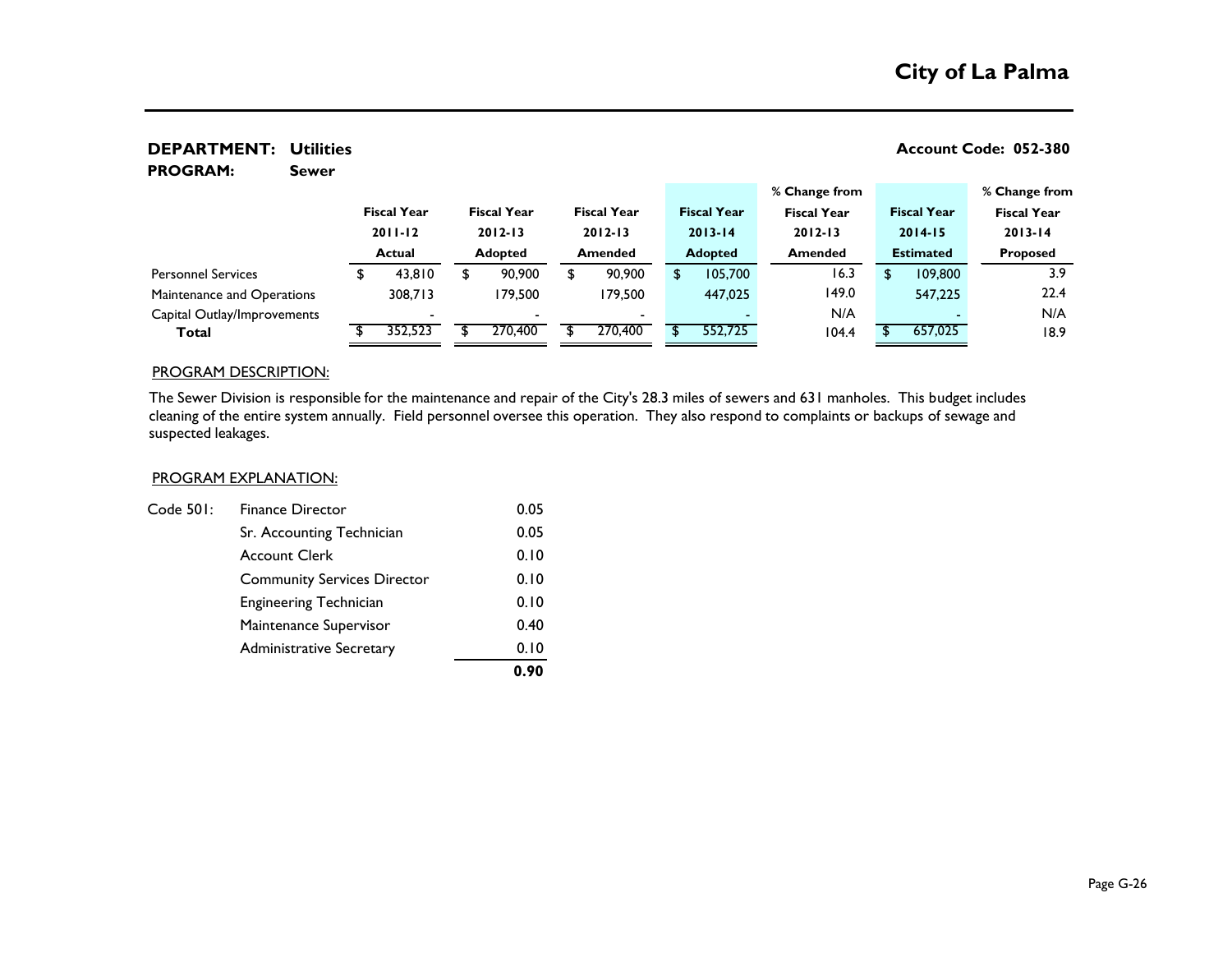# City of La Palma

**DEPARTMENT: Utilities** | **Account Code: 052-380**

**PROGRAM: Sewer**

| | Fiscal Year 2011-12 Actual | Fiscal Year 2012-13 Adopted | Fiscal Year 2012-13 Amended | Fiscal Year 2013-14 Adopted | % Change from Fiscal Year 2012-13 Amended | Fiscal Year 2014-15 Estimated | % Change from Fiscal Year 2013-14 Proposed |
|---|---|---|---|---|---|---|---|
| Personnel Services | $ 43,810 | $ 90,900 | $ 90,900 | $ 105,700 | 16.3 | $ 109,800 | 3.9 |
| Maintenance and Operations | 308,713 | 179,500 | 179,500 | 447,025 | 149.0 | 547,225 | 22.4 |
| Capital Outlay/Improvements | - | - | - | - | N/A | - | N/A |
| **Total** | $ 352,523 | $ 270,400 | $ 270,400 | $ 552,725 | 104.4 | $ 657,025 | 18.9 |

## PROGRAM DESCRIPTION:

The Sewer Division is responsible for the maintenance and repair of the City's 28.3 miles of sewers and 631 manholes. This budget includes cleaning of the entire system annually. Field personnel oversee this operation. They also respond to complaints or backups of sewage and suspected leakages.

## PROGRAM EXPLANATION:

| Code 501: | | |
|---|---|---|
| | Finance Director | 0.05 |
| | Sr. Accounting Technician | 0.05 |
| | Account Clerk | 0.10 |
| | Community Services Director | 0.10 |
| | Engineering Technician | 0.10 |
| | Maintenance Supervisor | 0.40 |
| | Administrative Secretary | 0.10 |
| | | **0.90** |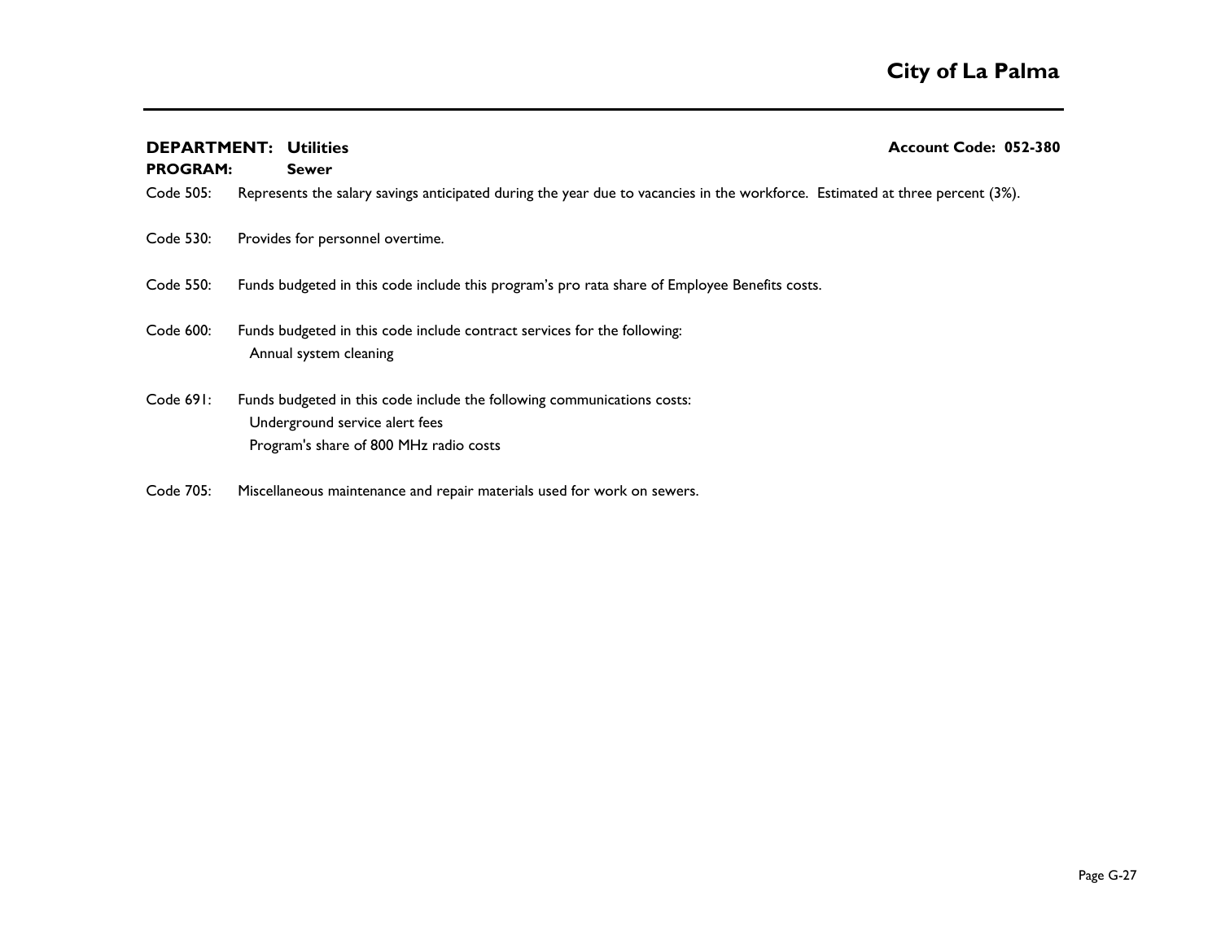**DEPARTMENT: Utilities** **Account Code: 052-380**

**PROGRAM: Sewer**

Code 505: Represents the salary savings anticipated during the year due to vacancies in the workforce. Estimated at three percent (3%).

Code 530: Provides for personnel overtime.

Code 550: Funds budgeted in this code include this program's pro rata share of Employee Benefits costs.

Code 600: Funds budgeted in this code include contract services for the following:
 Annual system cleaning

Code 691: Funds budgeted in this code include the following communications costs:
 Underground service alert fees
 Program's share of 800 MHz radio costs

Code 705: Miscellaneous maintenance and repair materials used for work on sewers.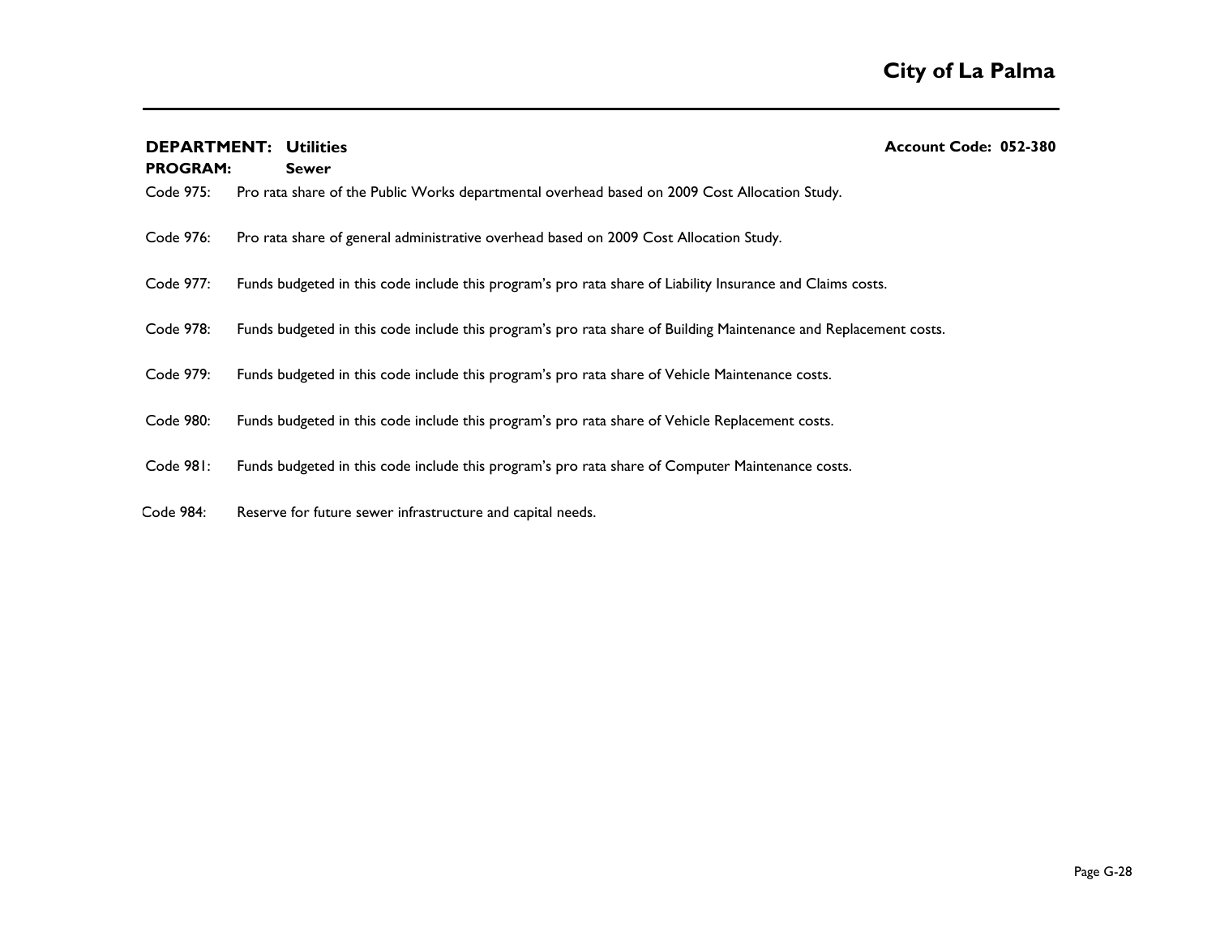**DEPARTMENT: Utilities** **Account Code: 052-380**

**PROGRAM: Sewer**

Code 975: Pro rata share of the Public Works departmental overhead based on 2009 Cost Allocation Study.

Code 976: Pro rata share of general administrative overhead based on 2009 Cost Allocation Study.

Code 977: Funds budgeted in this code include this program's pro rata share of Liability Insurance and Claims costs.

Code 978: Funds budgeted in this code include this program's pro rata share of Building Maintenance and Replacement costs.

Code 979: Funds budgeted in this code include this program's pro rata share of Vehicle Maintenance costs.

Code 980: Funds budgeted in this code include this program's pro rata share of Vehicle Replacement costs.

Code 981: Funds budgeted in this code include this program's pro rata share of Computer Maintenance costs.

Code 984: Reserve for future sewer infrastructure and capital needs.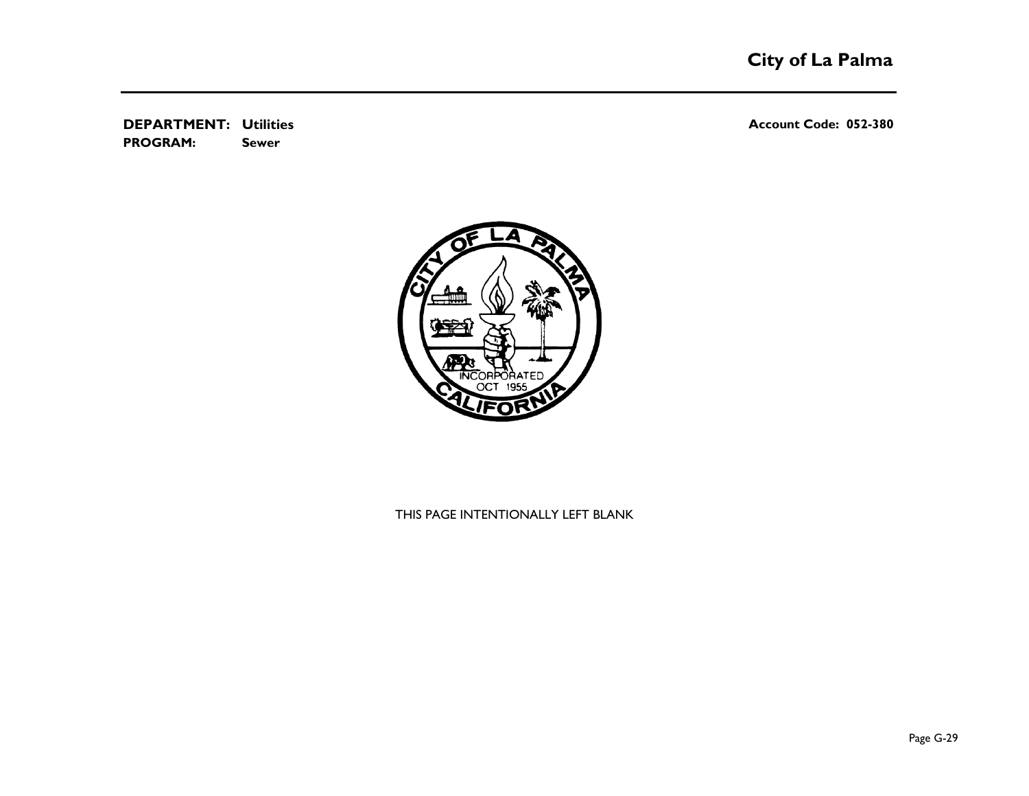**DEPARTMENT:** **Utilities** **Account Code: 052-380**
**PROGRAM:** **Sewer**

THIS PAGE INTENTIONALLY LEFT BLANK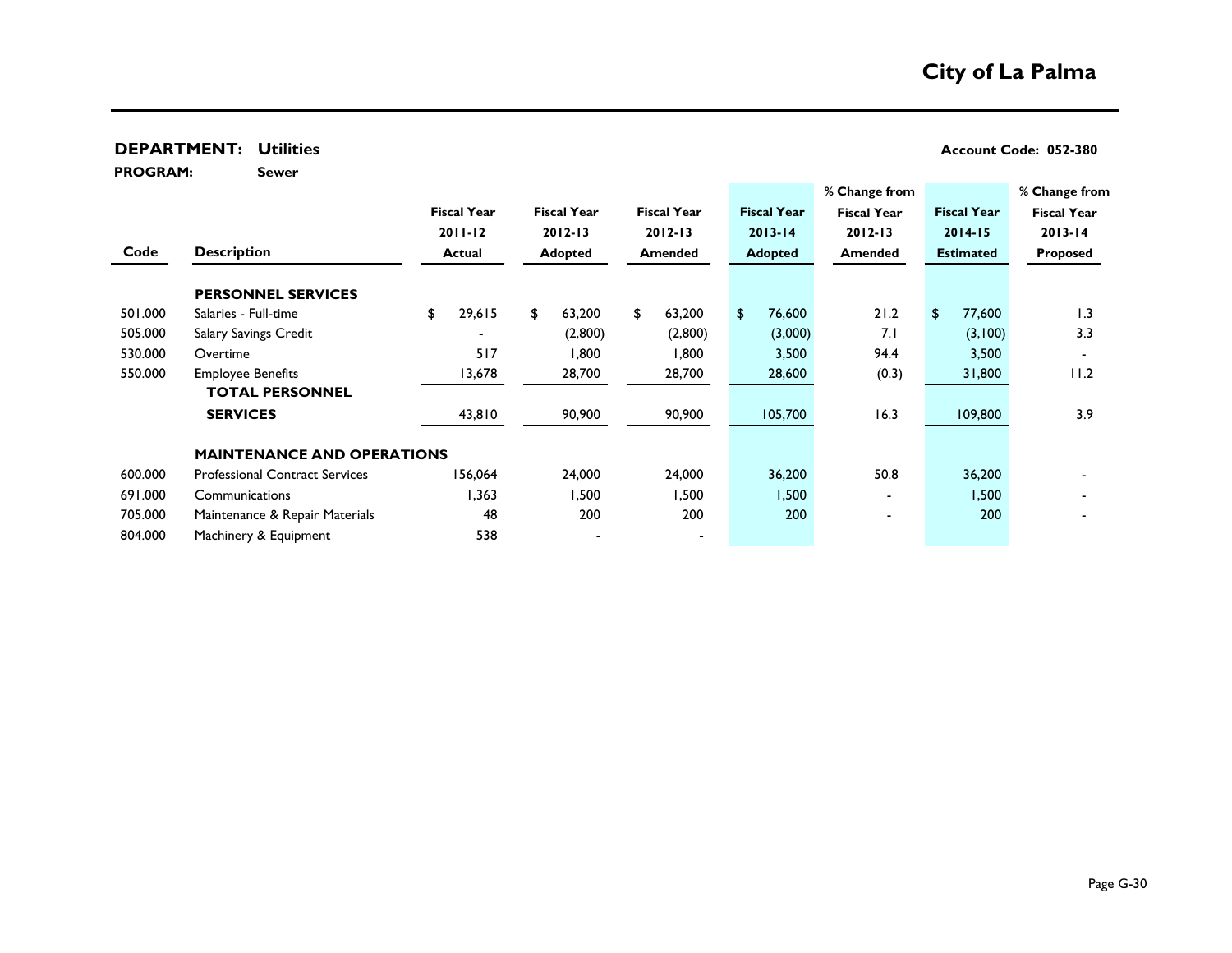# City of La Palma

**DEPARTMENT: Utilities** — **Account Code: 052-380**

**PROGRAM: Sewer**

| Code | Description | Fiscal Year 2011-12 Actual | Fiscal Year 2012-13 Adopted | Fiscal Year 2012-13 Amended | Fiscal Year 2013-14 Adopted | % Change from Fiscal Year 2012-13 Amended | Fiscal Year 2014-15 Estimated | % Change from Fiscal Year 2013-14 Proposed |
|---|---|---|---|---|---|---|---|---|
| | **PERSONNEL SERVICES** | | | | | | | |
| 501.000 | Salaries - Full-time | $ 29,615 | $ 63,200 | $ 63,200 | $ 76,600 | 21.2 | $ 77,600 | 1.3 |
| 505.000 | Salary Savings Credit | - | (2,800) | (2,800) | (3,000) | 7.1 | (3,100) | 3.3 |
| 530.000 | Overtime | 517 | 1,800 | 1,800 | 3,500 | 94.4 | 3,500 | - |
| 550.000 | Employee Benefits | 13,678 | 28,700 | 28,700 | 28,600 | (0.3) | 31,800 | 11.2 |
| | **TOTAL PERSONNEL SERVICES** | 43,810 | 90,900 | 90,900 | 105,700 | 16.3 | 109,800 | 3.9 |
| | **MAINTENANCE AND OPERATIONS** | | | | | | | |
| 600.000 | Professional Contract Services | 156,064 | 24,000 | 24,000 | 36,200 | 50.8 | 36,200 | - |
| 691.000 | Communications | 1,363 | 1,500 | 1,500 | 1,500 | - | 1,500 | - |
| 705.000 | Maintenance & Repair Materials | 48 | 200 | 200 | 200 | - | 200 | - |
| 804.000 | Machinery & Equipment | 538 | - | - | | | | |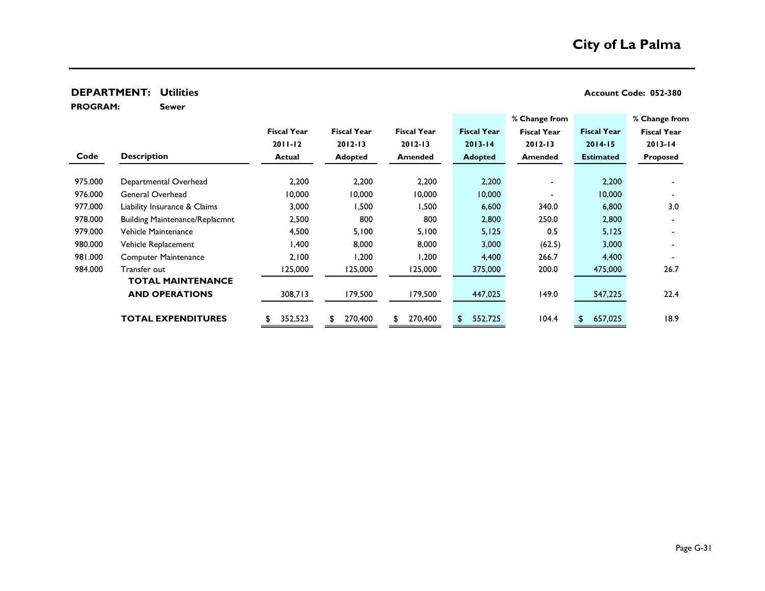# City of La Palma

**DEPARTMENT: Utilities** **Account Code: 052-380**

**PROGRAM: Sewer**

| Code | Description | Fiscal Year 2011-12 Actual | Fiscal Year 2012-13 Adopted | Fiscal Year 2012-13 Amended | Fiscal Year 2013-14 Adopted | % Change from Fiscal Year 2012-13 Amended | Fiscal Year 2014-15 Estimated | % Change from Fiscal Year 2013-14 Proposed |
|---|---|---|---|---|---|---|---|---|
| 975.000 | Departmental Overhead | 2,200 | 2,200 | 2,200 | 2,200 | - | 2,200 | - |
| 976.000 | General Overhead | 10,000 | 10,000 | 10,000 | 10,000 | - | 10,000 | - |
| 977.000 | Liability Insurance & Claims | 3,000 | 1,500 | 1,500 | 6,600 | 340.0 | 6,800 | 3.0 |
| 978.000 | Building Maintenance/Replacmnt | 2,500 | 800 | 800 | 2,800 | 250.0 | 2,800 | - |
| 979.000 | Vehicle Maintenance | 4,500 | 5,100 | 5,100 | 5,125 | 0.5 | 5,125 | - |
| 980.000 | Vehicle Replacement | 1,400 | 8,000 | 8,000 | 3,000 | (62.5) | 3,000 | - |
| 981.000 | Computer Maintenance | 2,100 | 1,200 | 1,200 | 4,400 | 266.7 | 4,400 | - |
| 984.000 | Transfer out | 125,000 | 125,000 | 125,000 | 375,000 | 200.0 | 475,000 | 26.7 |
| | **TOTAL MAINTENANCE AND OPERATIONS** | 308,713 | 179,500 | 179,500 | 447,025 | 149.0 | 547,225 | 22.4 |
| | **TOTAL EXPENDITURES** | $ 352,523 | $ 270,400 | $ 270,400 | $ 552,725 | 104.4 | $ 657,025 | 18.9 |